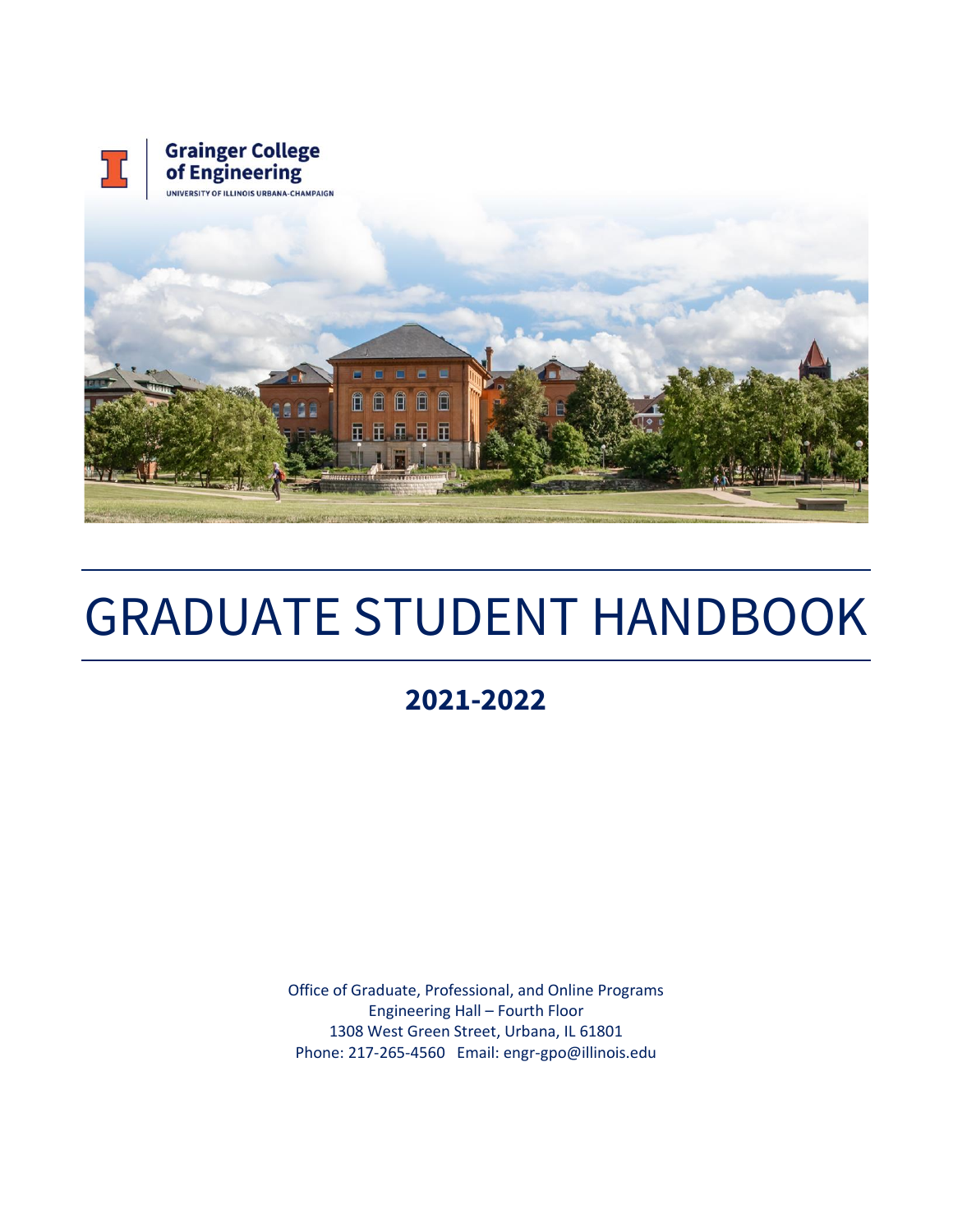Grainger College of Engineering

UNIVERSITY OF ILLINOIS URBANA-CHAMPAIGN

# GRADUATE STUDENT HANDBOOK

## 2021-2022

Office of Graduate, Professional, and Online Programs
Engineering Hall – Fourth Floor
1308 West Green Street, Urbana, IL 61801
Phone: 217-265-4560 Email: engr-gpo@illinois.edu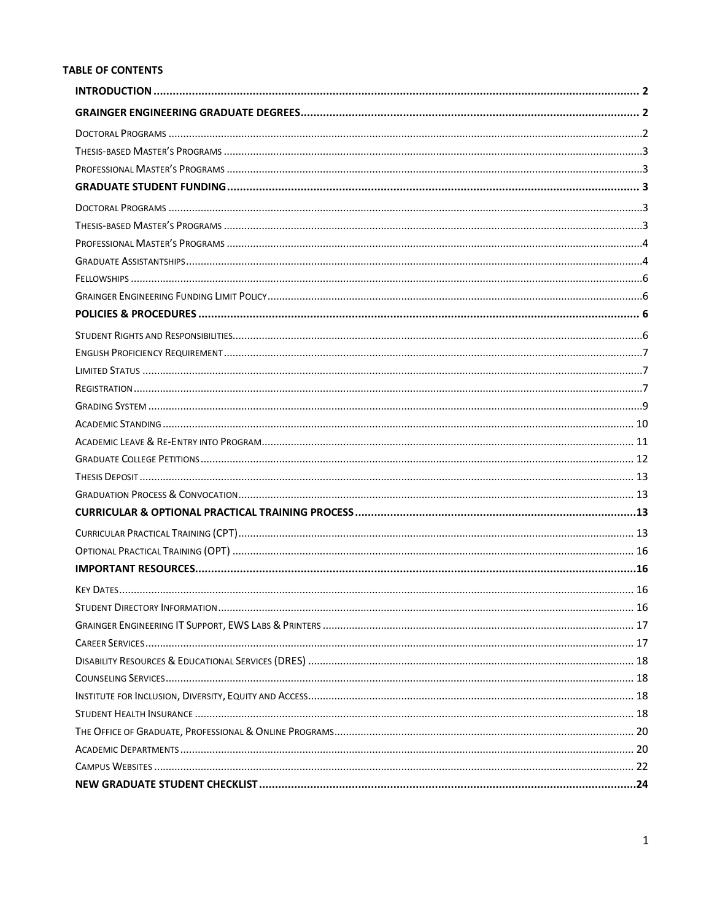## TABLE OF CONTENTS

**INTRODUCTION** ..... **2**

**GRAINGER ENGINEERING GRADUATE DEGREES** ..... **2**

- Doctoral Programs ..... 2
- Thesis-based Master's Programs ..... 3
- Professional Master's Programs ..... 3

**GRADUATE STUDENT FUNDING** ..... **3**

- Doctoral Programs ..... 3
- Thesis-based Master's Programs ..... 3
- Professional Master's Programs ..... 4
- Graduate Assistantships ..... 4
- Fellowships ..... 6
- Grainger Engineering Funding Limit Policy ..... 6

**POLICIES & PROCEDURES** ..... **6**

- Student Rights and Responsibilities ..... 6
- English Proficiency Requirement ..... 7
- Limited Status ..... 7
- Registration ..... 7
- Grading System ..... 9
- Academic Standing ..... 10
- Academic Leave & Re-Entry into Program ..... 11
- Graduate College Petitions ..... 12
- Thesis Deposit ..... 13
- Graduation Process & Convocation ..... 13

**CURRICULAR & OPTIONAL PRACTICAL TRAINING PROCESS** ..... **13**

- Curricular Practical Training (CPT) ..... 13
- Optional Practical Training (OPT) ..... 16

**IMPORTANT RESOURCES** ..... **16**

- Key Dates ..... 16
- Student Directory Information ..... 16
- Grainger Engineering IT Support, EWS Labs & Printers ..... 17
- Career Services ..... 17
- Disability Resources & Educational Services (DRES) ..... 18
- Counseling Services ..... 18
- Institute for Inclusion, Diversity, Equity and Access ..... 18
- Student Health Insurance ..... 18
- The Office of Graduate, Professional & Online Programs ..... 20
- Academic Departments ..... 20
- Campus Websites ..... 22

**NEW GRADUATE STUDENT CHECKLIST** ..... **24**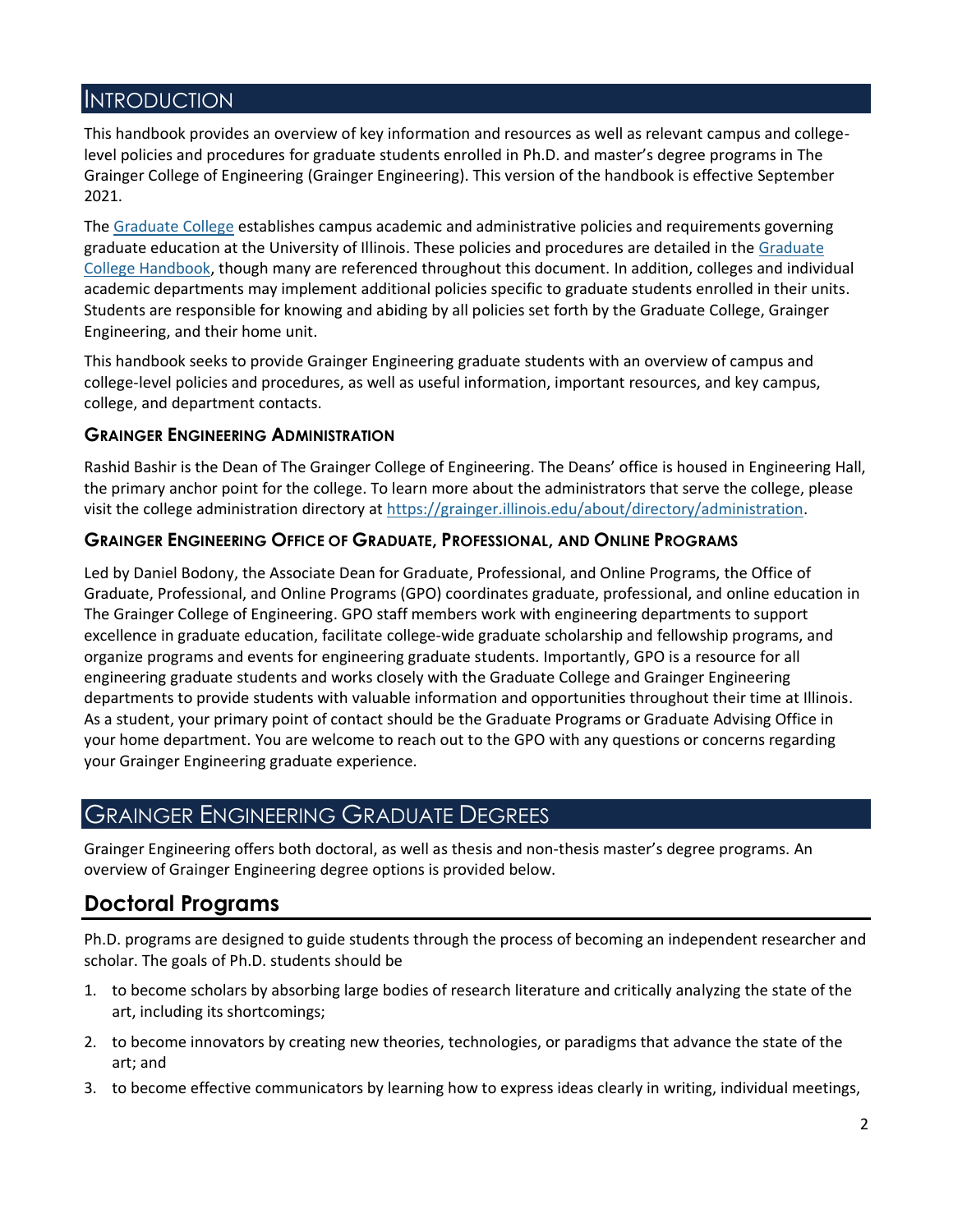# Introduction

This handbook provides an overview of key information and resources as well as relevant campus and college-level policies and procedures for graduate students enrolled in Ph.D. and master's degree programs in The Grainger College of Engineering (Grainger Engineering). This version of the handbook is effective September 2021.

The [Graduate College](#) establishes campus academic and administrative policies and requirements governing graduate education at the University of Illinois. These policies and procedures are detailed in the [Graduate College Handbook](#), though many are referenced throughout this document. In addition, colleges and individual academic departments may implement additional policies specific to graduate students enrolled in their units. Students are responsible for knowing and abiding by all policies set forth by the Graduate College, Grainger Engineering, and their home unit.

This handbook seeks to provide Grainger Engineering graduate students with an overview of campus and college-level policies and procedures, as well as useful information, important resources, and key campus, college, and department contacts.

### Grainger Engineering Administration

Rashid Bashir is the Dean of The Grainger College of Engineering. The Deans' office is housed in Engineering Hall, the primary anchor point for the college. To learn more about the administrators that serve the college, please visit the college administration directory at https://grainger.illinois.edu/about/directory/administration.

### Grainger Engineering Office of Graduate, Professional, and Online Programs

Led by Daniel Bodony, the Associate Dean for Graduate, Professional, and Online Programs, the Office of Graduate, Professional, and Online Programs (GPO) coordinates graduate, professional, and online education in The Grainger College of Engineering. GPO staff members work with engineering departments to support excellence in graduate education, facilitate college-wide graduate scholarship and fellowship programs, and organize programs and events for engineering graduate students. Importantly, GPO is a resource for all engineering graduate students and works closely with the Graduate College and Grainger Engineering departments to provide students with valuable information and opportunities throughout their time at Illinois. As a student, your primary point of contact should be the Graduate Programs or Graduate Advising Office in your home department. You are welcome to reach out to the GPO with any questions or concerns regarding your Grainger Engineering graduate experience.

# Grainger Engineering Graduate Degrees

Grainger Engineering offers both doctoral, as well as thesis and non-thesis master's degree programs. An overview of Grainger Engineering degree options is provided below.

## Doctoral Programs

Ph.D. programs are designed to guide students through the process of becoming an independent researcher and scholar. The goals of Ph.D. students should be

1. to become scholars by absorbing large bodies of research literature and critically analyzing the state of the art, including its shortcomings;
2. to become innovators by creating new theories, technologies, or paradigms that advance the state of the art; and
3. to become effective communicators by learning how to express ideas clearly in writing, individual meetings,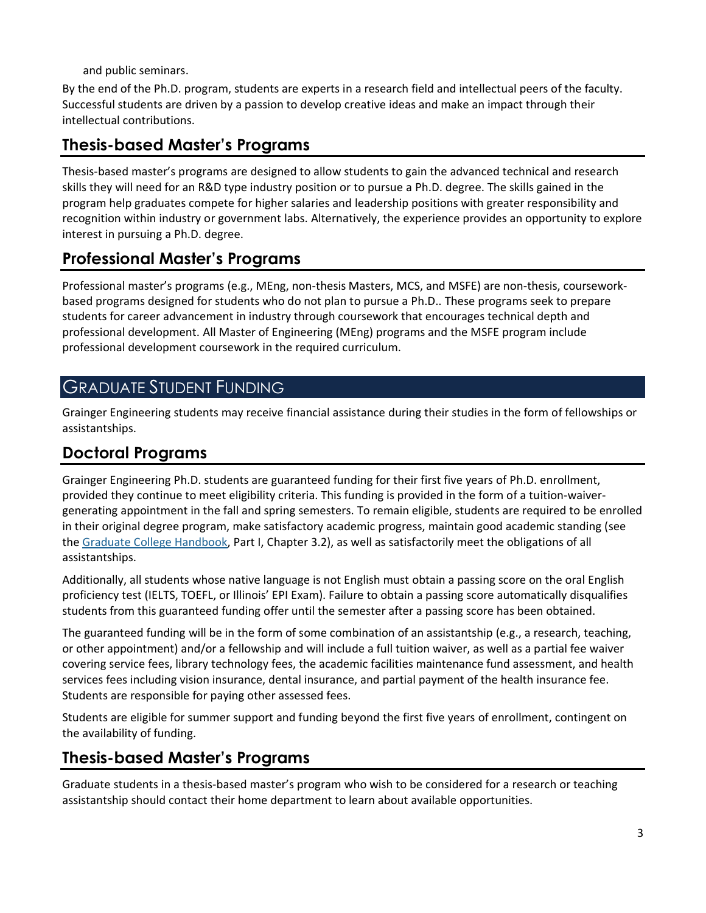and public seminars.

By the end of the Ph.D. program, students are experts in a research field and intellectual peers of the faculty. Successful students are driven by a passion to develop creative ideas and make an impact through their intellectual contributions.

## Thesis-based Master's Programs

Thesis-based master's programs are designed to allow students to gain the advanced technical and research skills they will need for an R&D type industry position or to pursue a Ph.D. degree. The skills gained in the program help graduates compete for higher salaries and leadership positions with greater responsibility and recognition within industry or government labs. Alternatively, the experience provides an opportunity to explore interest in pursuing a Ph.D. degree.

## Professional Master's Programs

Professional master's programs (e.g., MEng, non-thesis Masters, MCS, and MSFE) are non-thesis, coursework-based programs designed for students who do not plan to pursue a Ph.D.. These programs seek to prepare students for career advancement in industry through coursework that encourages technical depth and professional development. All Master of Engineering (MEng) programs and the MSFE program include professional development coursework in the required curriculum.

# Graduate Student Funding

Grainger Engineering students may receive financial assistance during their studies in the form of fellowships or assistantships.

## Doctoral Programs

Grainger Engineering Ph.D. students are guaranteed funding for their first five years of Ph.D. enrollment, provided they continue to meet eligibility criteria. This funding is provided in the form of a tuition-waiver-generating appointment in the fall and spring semesters. To remain eligible, students are required to be enrolled in their original degree program, make satisfactory academic progress, maintain good academic standing (see the Graduate College Handbook, Part I, Chapter 3.2), as well as satisfactorily meet the obligations of all assistantships.

Additionally, all students whose native language is not English must obtain a passing score on the oral English proficiency test (IELTS, TOEFL, or Illinois' EPI Exam). Failure to obtain a passing score automatically disqualifies students from this guaranteed funding offer until the semester after a passing score has been obtained.

The guaranteed funding will be in the form of some combination of an assistantship (e.g., a research, teaching, or other appointment) and/or a fellowship and will include a full tuition waiver, as well as a partial fee waiver covering service fees, library technology fees, the academic facilities maintenance fund assessment, and health services fees including vision insurance, dental insurance, and partial payment of the health insurance fee. Students are responsible for paying other assessed fees.

Students are eligible for summer support and funding beyond the first five years of enrollment, contingent on the availability of funding.

## Thesis-based Master's Programs

Graduate students in a thesis-based master's program who wish to be considered for a research or teaching assistantship should contact their home department to learn about available opportunities.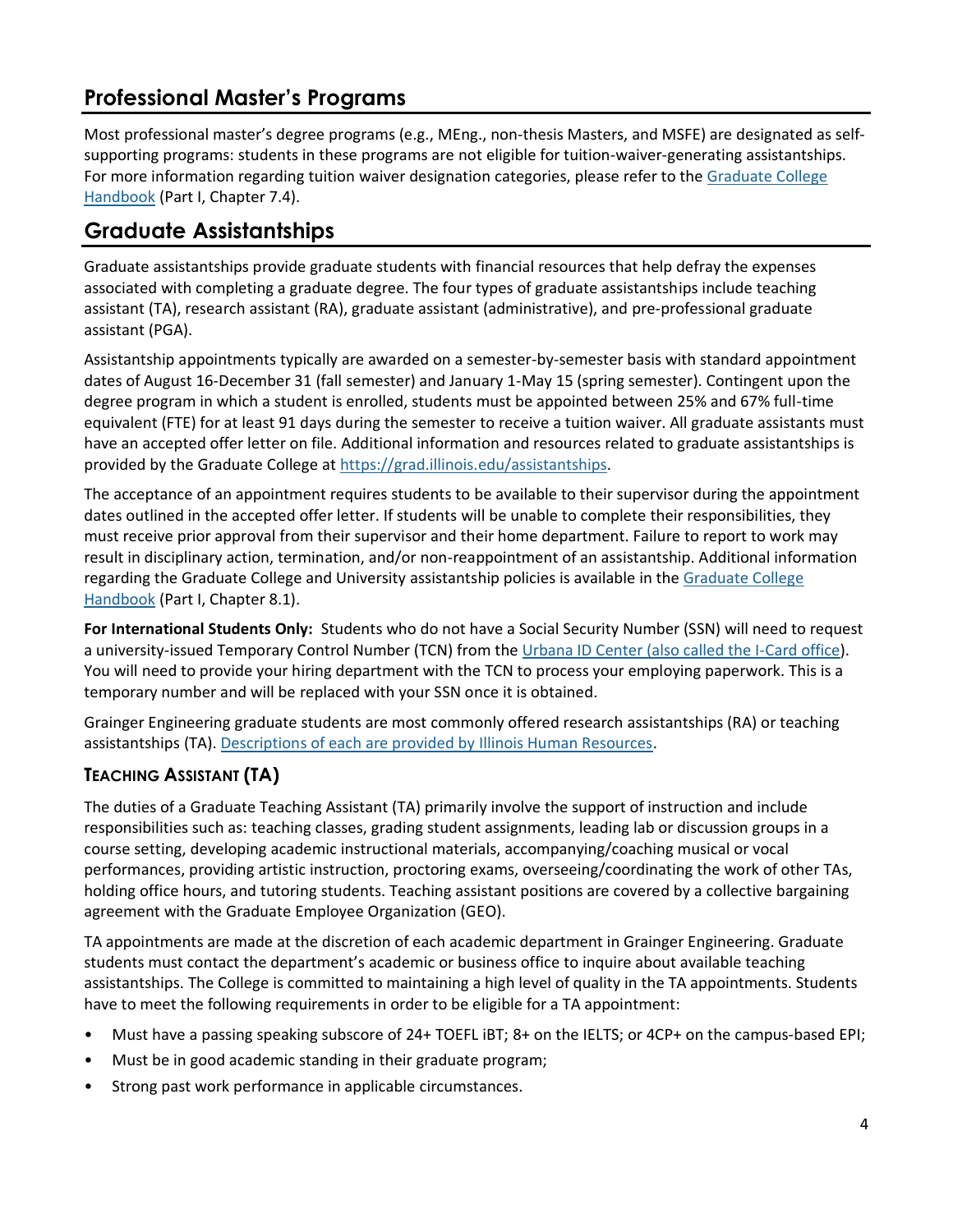## Professional Master's Programs

Most professional master's degree programs (e.g., MEng., non-thesis Masters, and MSFE) are designated as self-supporting programs: students in these programs are not eligible for tuition-waiver-generating assistantships. For more information regarding tuition waiver designation categories, please refer to the [Graduate College Handbook](#) (Part I, Chapter 7.4).

## Graduate Assistantships

Graduate assistantships provide graduate students with financial resources that help defray the expenses associated with completing a graduate degree. The four types of graduate assistantships include teaching assistant (TA), research assistant (RA), graduate assistant (administrative), and pre-professional graduate assistant (PGA).

Assistantship appointments typically are awarded on a semester-by-semester basis with standard appointment dates of August 16-December 31 (fall semester) and January 1-May 15 (spring semester). Contingent upon the degree program in which a student is enrolled, students must be appointed between 25% and 67% full-time equivalent (FTE) for at least 91 days during the semester to receive a tuition waiver. All graduate assistants must have an accepted offer letter on file. Additional information and resources related to graduate assistantships is provided by the Graduate College at https://grad.illinois.edu/assistantships.

The acceptance of an appointment requires students to be available to their supervisor during the appointment dates outlined in the accepted offer letter. If students will be unable to complete their responsibilities, they must receive prior approval from their supervisor and their home department. Failure to report to work may result in disciplinary action, termination, and/or non-reappointment of an assistantship. Additional information regarding the Graduate College and University assistantship policies is available in the [Graduate College Handbook](#) (Part I, Chapter 8.1).

**For International Students Only:** Students who do not have a Social Security Number (SSN) will need to request a university-issued Temporary Control Number (TCN) from the [Urbana ID Center (also called the I-Card office)](#). You will need to provide your hiring department with the TCN to process your employing paperwork. This is a temporary number and will be replaced with your SSN once it is obtained.

Grainger Engineering graduate students are most commonly offered research assistantships (RA) or teaching assistantships (TA). [Descriptions of each are provided by Illinois Human Resources](#).

### Teaching Assistant (TA)

The duties of a Graduate Teaching Assistant (TA) primarily involve the support of instruction and include responsibilities such as: teaching classes, grading student assignments, leading lab or discussion groups in a course setting, developing academic instructional materials, accompanying/coaching musical or vocal performances, providing artistic instruction, proctoring exams, overseeing/coordinating the work of other TAs, holding office hours, and tutoring students. Teaching assistant positions are covered by a collective bargaining agreement with the Graduate Employee Organization (GEO).

TA appointments are made at the discretion of each academic department in Grainger Engineering. Graduate students must contact the department's academic or business office to inquire about available teaching assistantships. The College is committed to maintaining a high level of quality in the TA appointments. Students have to meet the following requirements in order to be eligible for a TA appointment:

- Must have a passing speaking subscore of 24+ TOEFL iBT; 8+ on the IELTS; or 4CP+ on the campus-based EPI;
- Must be in good academic standing in their graduate program;
- Strong past work performance in applicable circumstances.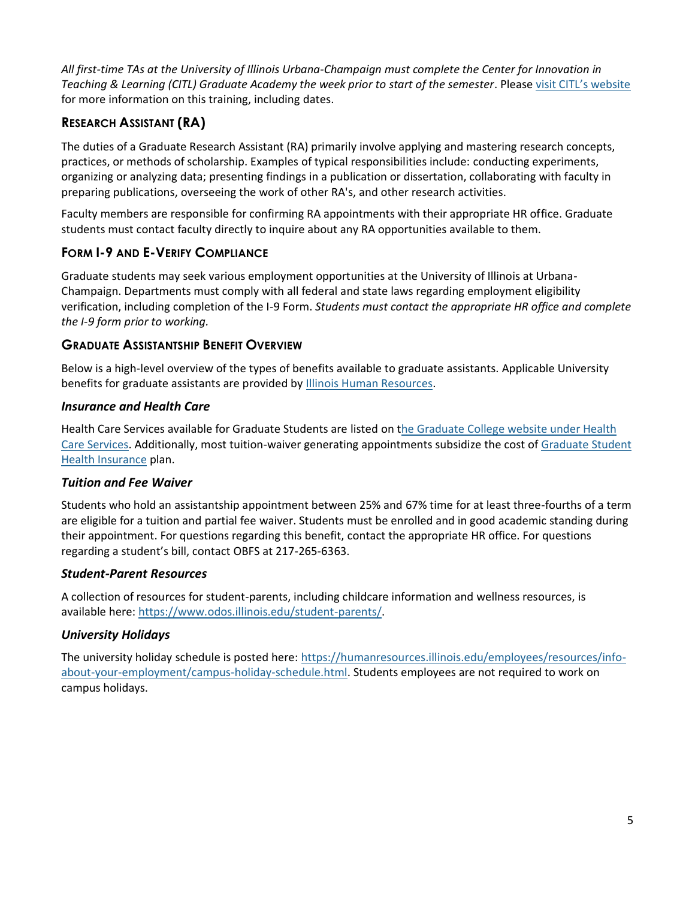*All first-time TAs at the University of Illinois Urbana-Champaign must complete the Center for Innovation in Teaching & Learning (CITL) Graduate Academy the week prior to start of the semester*. Please [visit CITL's website](#) for more information on this training, including dates.

## Research Assistant (RA)

The duties of a Graduate Research Assistant (RA) primarily involve applying and mastering research concepts, practices, or methods of scholarship. Examples of typical responsibilities include: conducting experiments, organizing or analyzing data; presenting findings in a publication or dissertation, collaborating with faculty in preparing publications, overseeing the work of other RA's, and other research activities.

Faculty members are responsible for confirming RA appointments with their appropriate HR office. Graduate students must contact faculty directly to inquire about any RA opportunities available to them.

## Form I-9 and E-Verify Compliance

Graduate students may seek various employment opportunities at the University of Illinois at Urbana-Champaign. Departments must comply with all federal and state laws regarding employment eligibility verification, including completion of the I-9 Form. *Students must contact the appropriate HR office and complete the I-9 form prior to working.*

## Graduate Assistantship Benefit Overview

Below is a high-level overview of the types of benefits available to graduate assistants. Applicable University benefits for graduate assistants are provided by [Illinois Human Resources](#).

### *Insurance and Health Care*

Health Care Services available for Graduate Students are listed on [the Graduate College website under Health Care Services](#). Additionally, most tuition-waiver generating appointments subsidize the cost of [Graduate Student Health Insurance](#) plan.

### *Tuition and Fee Waiver*

Students who hold an assistantship appointment between 25% and 67% time for at least three-fourths of a term are eligible for a tuition and partial fee waiver. Students must be enrolled and in good academic standing during their appointment. For questions regarding this benefit, contact the appropriate HR office. For questions regarding a student's bill, contact OBFS at 217-265-6363.

### *Student-Parent Resources*

A collection of resources for student-parents, including childcare information and wellness resources, is available here: https://www.odos.illinois.edu/student-parents/.

### *University Holidays*

The university holiday schedule is posted here: https://humanresources.illinois.edu/employees/resources/info-about-your-employment/campus-holiday-schedule.html. Students employees are not required to work on campus holidays.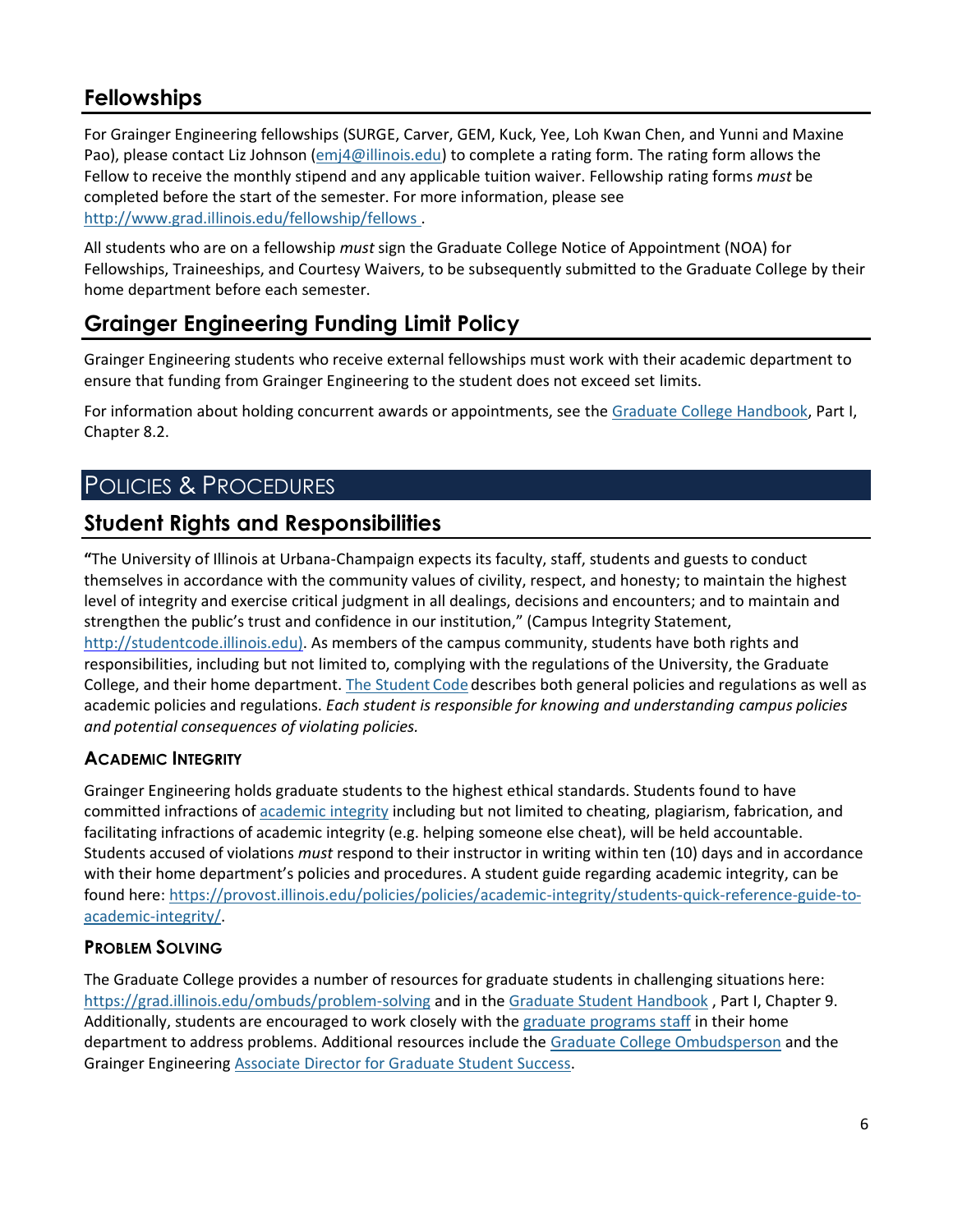## Fellowships

For Grainger Engineering fellowships (SURGE, Carver, GEM, Kuck, Yee, Loh Kwan Chen, and Yunni and Maxine Pao), please contact Liz Johnson (emj4@illinois.edu) to complete a rating form. The rating form allows the Fellow to receive the monthly stipend and any applicable tuition waiver. Fellowship rating forms *must* be completed before the start of the semester. For more information, please see http://www.grad.illinois.edu/fellowship/fellows .

All students who are on a fellowship *must* sign the Graduate College Notice of Appointment (NOA) for Fellowships, Traineeships, and Courtesy Waivers, to be subsequently submitted to the Graduate College by their home department before each semester.

## Grainger Engineering Funding Limit Policy

Grainger Engineering students who receive external fellowships must work with their academic department to ensure that funding from Grainger Engineering to the student does not exceed set limits.

For information about holding concurrent awards or appointments, see the Graduate College Handbook, Part I, Chapter 8.2.

# Policies & Procedures

## Student Rights and Responsibilities

**"**The University of Illinois at Urbana-Champaign expects its faculty, staff, students and guests to conduct themselves in accordance with the community values of civility, respect, and honesty; to maintain the highest level of integrity and exercise critical judgment in all dealings, decisions and encounters; and to maintain and strengthen the public's trust and confidence in our institution," (Campus Integrity Statement, http://studentcode.illinois.edu). As members of the campus community, students have both rights and responsibilities, including but not limited to, complying with the regulations of the University, the Graduate College, and their home department. The Student Code describes both general policies and regulations as well as academic policies and regulations. *Each student is responsible for knowing and understanding campus policies and potential consequences of violating policies.*

### Academic Integrity

Grainger Engineering holds graduate students to the highest ethical standards. Students found to have committed infractions of academic integrity including but not limited to cheating, plagiarism, fabrication, and facilitating infractions of academic integrity (e.g. helping someone else cheat), will be held accountable. Students accused of violations *must* respond to their instructor in writing within ten (10) days and in accordance with their home department's policies and procedures. A student guide regarding academic integrity, can be found here: https://provost.illinois.edu/policies/policies/academic-integrity/students-quick-reference-guide-to-academic-integrity/.

### Problem Solving

The Graduate College provides a number of resources for graduate students in challenging situations here: https://grad.illinois.edu/ombuds/problem-solving and in the Graduate Student Handbook , Part I, Chapter 9. Additionally, students are encouraged to work closely with the graduate programs staff in their home department to address problems. Additional resources include the Graduate College Ombudsperson and the Grainger Engineering Associate Director for Graduate Student Success.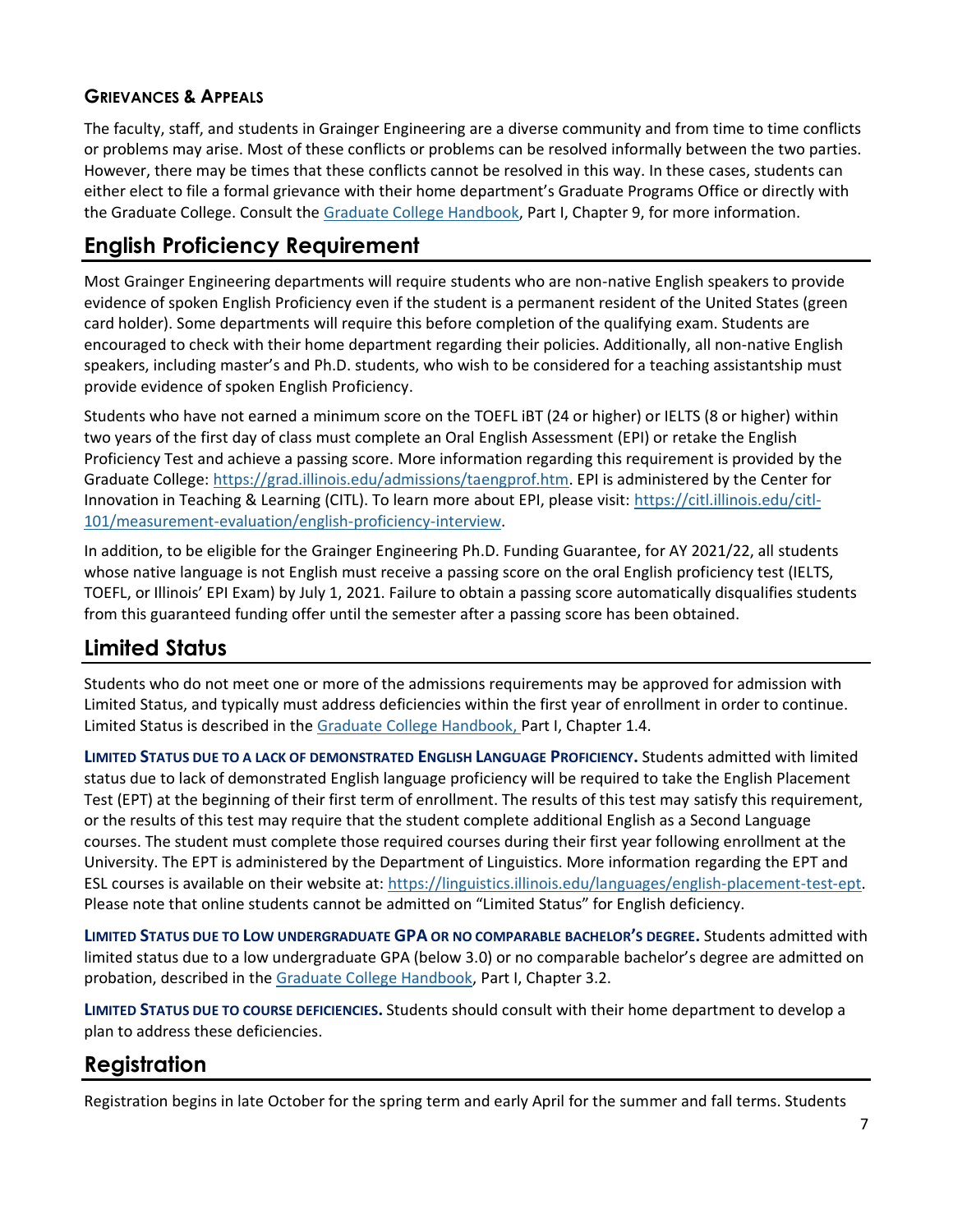### Grievances & Appeals

The faculty, staff, and students in Grainger Engineering are a diverse community and from time to time conflicts or problems may arise. Most of these conflicts or problems can be resolved informally between the two parties. However, there may be times that these conflicts cannot be resolved in this way. In these cases, students can either elect to file a formal grievance with their home department's Graduate Programs Office or directly with the Graduate College. Consult the [Graduate College Handbook](), Part I, Chapter 9, for more information.

## English Proficiency Requirement

Most Grainger Engineering departments will require students who are non-native English speakers to provide evidence of spoken English Proficiency even if the student is a permanent resident of the United States (green card holder). Some departments will require this before completion of the qualifying exam. Students are encouraged to check with their home department regarding their policies. Additionally, all non-native English speakers, including master's and Ph.D. students, who wish to be considered for a teaching assistantship must provide evidence of spoken English Proficiency.

Students who have not earned a minimum score on the TOEFL iBT (24 or higher) or IELTS (8 or higher) within two years of the first day of class must complete an Oral English Assessment (EPI) or retake the English Proficiency Test and achieve a passing score. More information regarding this requirement is provided by the Graduate College: https://grad.illinois.edu/admissions/taengprof.htm. EPI is administered by the Center for Innovation in Teaching & Learning (CITL). To learn more about EPI, please visit: https://citl.illinois.edu/citl-101/measurement-evaluation/english-proficiency-interview.

In addition, to be eligible for the Grainger Engineering Ph.D. Funding Guarantee, for AY 2021/22, all students whose native language is not English must receive a passing score on the oral English proficiency test (IELTS, TOEFL, or Illinois' EPI Exam) by July 1, 2021. Failure to obtain a passing score automatically disqualifies students from this guaranteed funding offer until the semester after a passing score has been obtained.

## Limited Status

Students who do not meet one or more of the admissions requirements may be approved for admission with Limited Status, and typically must address deficiencies within the first year of enrollment in order to continue. Limited Status is described in the [Graduate College Handbook,]() Part I, Chapter 1.4.

**Limited Status due to a lack of demonstrated English Language Proficiency.** Students admitted with limited status due to lack of demonstrated English language proficiency will be required to take the English Placement Test (EPT) at the beginning of their first term of enrollment. The results of this test may satisfy this requirement, or the results of this test may require that the student complete additional English as a Second Language courses. The student must complete those required courses during their first year following enrollment at the University. The EPT is administered by the Department of Linguistics. More information regarding the EPT and ESL courses is available on their website at: https://linguistics.illinois.edu/languages/english-placement-test-ept. Please note that online students cannot be admitted on "Limited Status" for English deficiency.

**Limited Status due to Low undergraduate GPA or no comparable bachelor's degree.** Students admitted with limited status due to a low undergraduate GPA (below 3.0) or no comparable bachelor's degree are admitted on probation, described in the [Graduate College Handbook](), Part I, Chapter 3.2.

**Limited Status due to course deficiencies.** Students should consult with their home department to develop a plan to address these deficiencies.

## Registration

Registration begins in late October for the spring term and early April for the summer and fall terms. Students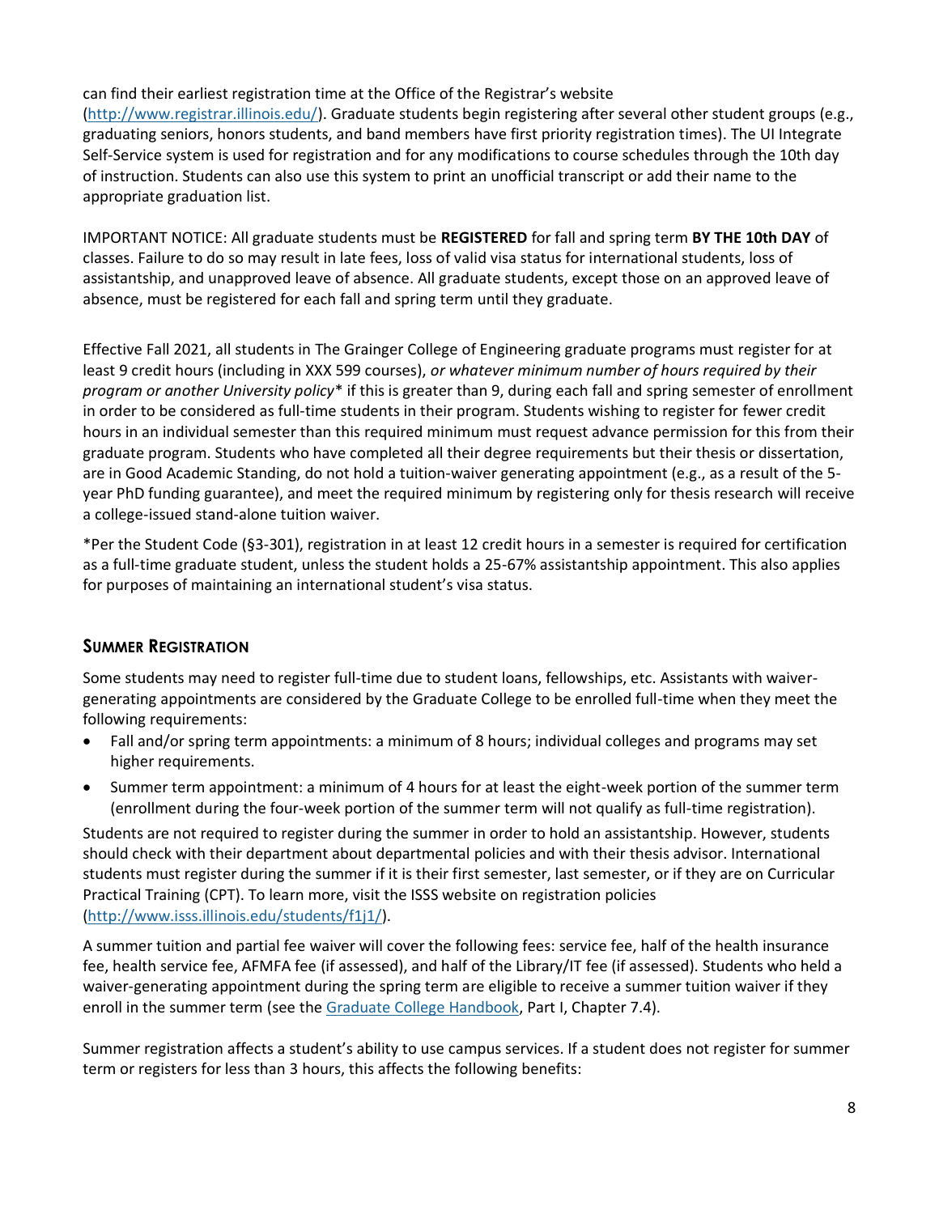can find their earliest registration time at the Office of the Registrar's website (http://www.registrar.illinois.edu/). Graduate students begin registering after several other student groups (e.g., graduating seniors, honors students, and band members have first priority registration times). The UI Integrate Self-Service system is used for registration and for any modifications to course schedules through the 10th day of instruction. Students can also use this system to print an unofficial transcript or add their name to the appropriate graduation list.

IMPORTANT NOTICE: All graduate students must be **REGISTERED** for fall and spring term **BY THE 10th DAY** of classes. Failure to do so may result in late fees, loss of valid visa status for international students, loss of assistantship, and unapproved leave of absence. All graduate students, except those on an approved leave of absence, must be registered for each fall and spring term until they graduate.

Effective Fall 2021, all students in The Grainger College of Engineering graduate programs must register for at least 9 credit hours (including in XXX 599 courses), *or whatever minimum number of hours required by their program or another University policy** if this is greater than 9, during each fall and spring semester of enrollment in order to be considered as full-time students in their program. Students wishing to register for fewer credit hours in an individual semester than this required minimum must request advance permission for this from their graduate program. Students who have completed all their degree requirements but their thesis or dissertation, are in Good Academic Standing, do not hold a tuition-waiver generating appointment (e.g., as a result of the 5-year PhD funding guarantee), and meet the required minimum by registering only for thesis research will receive a college-issued stand-alone tuition waiver.

*Per the Student Code (§3-301), registration in at least 12 credit hours in a semester is required for certification as a full-time graduate student, unless the student holds a 25-67% assistantship appointment. This also applies for purposes of maintaining an international student's visa status.

## Summer Registration

Some students may need to register full-time due to student loans, fellowships, etc. Assistants with waiver-generating appointments are considered by the Graduate College to be enrolled full-time when they meet the following requirements:

- Fall and/or spring term appointments: a minimum of 8 hours; individual colleges and programs may set higher requirements.
- Summer term appointment: a minimum of 4 hours for at least the eight-week portion of the summer term (enrollment during the four-week portion of the summer term will not qualify as full-time registration).

Students are not required to register during the summer in order to hold an assistantship. However, students should check with their department about departmental policies and with their thesis advisor. International students must register during the summer if it is their first semester, last semester, or if they are on Curricular Practical Training (CPT). To learn more, visit the ISSS website on registration policies (http://www.isss.illinois.edu/students/f1j1/).

A summer tuition and partial fee waiver will cover the following fees: service fee, half of the health insurance fee, health service fee, AFMFA fee (if assessed), and half of the Library/IT fee (if assessed). Students who held a waiver-generating appointment during the spring term are eligible to receive a summer tuition waiver if they enroll in the summer term (see the Graduate College Handbook, Part I, Chapter 7.4).

Summer registration affects a student's ability to use campus services. If a student does not register for summer term or registers for less than 3 hours, this affects the following benefits: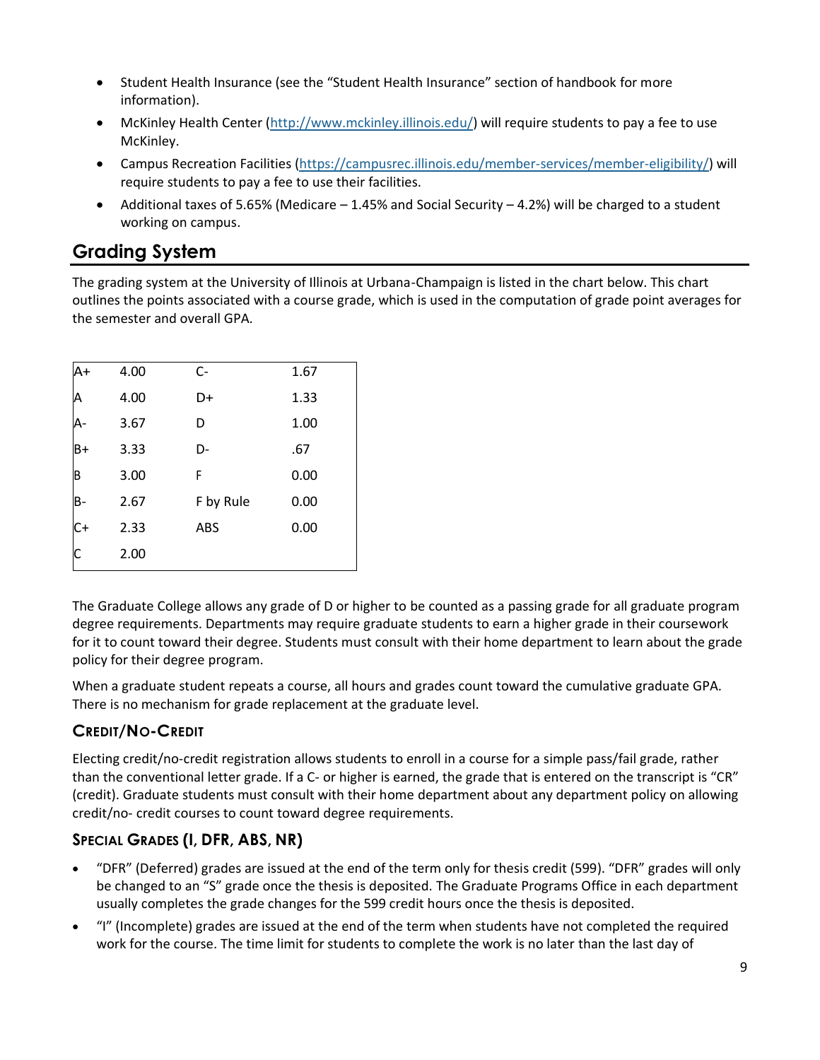- Student Health Insurance (see the "Student Health Insurance" section of handbook for more information).
- McKinley Health Center (http://www.mckinley.illinois.edu/) will require students to pay a fee to use McKinley.
- Campus Recreation Facilities (https://campusrec.illinois.edu/member-services/member-eligibility/) will require students to pay a fee to use their facilities.
- Additional taxes of 5.65% (Medicare – 1.45% and Social Security – 4.2%) will be charged to a student working on campus.

## Grading System

The grading system at the University of Illinois at Urbana-Champaign is listed in the chart below. This chart outlines the points associated with a course grade, which is used in the computation of grade point averages for the semester and overall GPA.

| | | | |
|---|---|---|---|
| A+ | 4.00 | C- | 1.67 |
| A | 4.00 | D+ | 1.33 |
| A- | 3.67 | D | 1.00 |
| B+ | 3.33 | D- | .67 |
| B | 3.00 | F | 0.00 |
| B- | 2.67 | F by Rule | 0.00 |
| C+ | 2.33 | ABS | 0.00 |
| C | 2.00 | | |

The Graduate College allows any grade of D or higher to be counted as a passing grade for all graduate program degree requirements. Departments may require graduate students to earn a higher grade in their coursework for it to count toward their degree. Students must consult with their home department to learn about the grade policy for their degree program.

When a graduate student repeats a course, all hours and grades count toward the cumulative graduate GPA. There is no mechanism for grade replacement at the graduate level.

### Credit/No-Credit

Electing credit/no-credit registration allows students to enroll in a course for a simple pass/fail grade, rather than the conventional letter grade. If a C- or higher is earned, the grade that is entered on the transcript is "CR" (credit). Graduate students must consult with their home department about any department policy on allowing credit/no- credit courses to count toward degree requirements.

### Special Grades (I, DFR, ABS, NR)

- "DFR" (Deferred) grades are issued at the end of the term only for thesis credit (599). "DFR" grades will only be changed to an "S" grade once the thesis is deposited. The Graduate Programs Office in each department usually completes the grade changes for the 599 credit hours once the thesis is deposited.
- "I" (Incomplete) grades are issued at the end of the term when students have not completed the required work for the course. The time limit for students to complete the work is no later than the last day of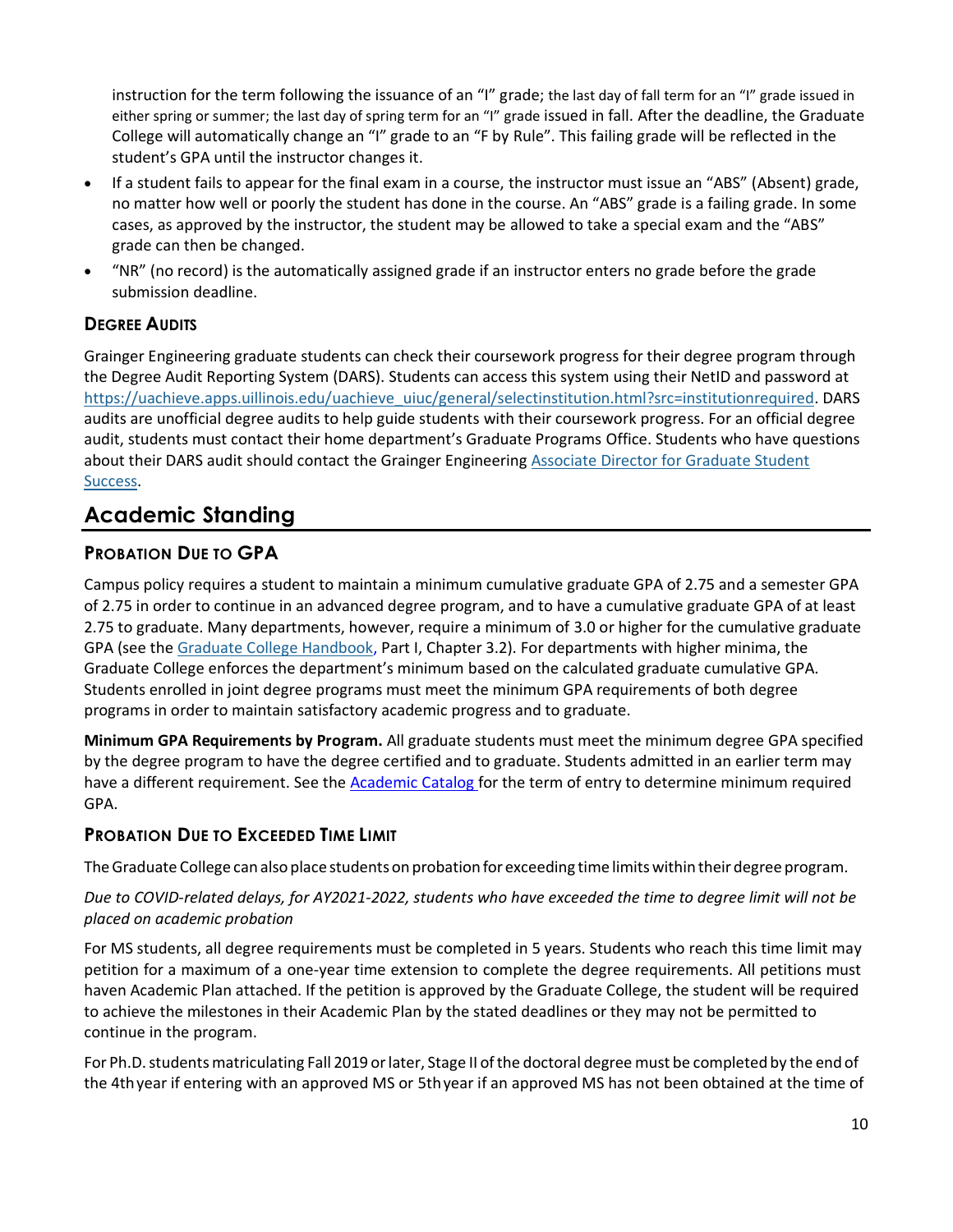instruction for the term following the issuance of an "I" grade; the last day of fall term for an "I" grade issued in either spring or summer; the last day of spring term for an "I" grade issued in fall. After the deadline, the Graduate College will automatically change an "I" grade to an "F by Rule". This failing grade will be reflected in the student's GPA until the instructor changes it.

- If a student fails to appear for the final exam in a course, the instructor must issue an "ABS" (Absent) grade, no matter how well or poorly the student has done in the course. An "ABS" grade is a failing grade. In some cases, as approved by the instructor, the student may be allowed to take a special exam and the "ABS" grade can then be changed.
- "NR" (no record) is the automatically assigned grade if an instructor enters no grade before the grade submission deadline.

### Degree Audits

Grainger Engineering graduate students can check their coursework progress for their degree program through the Degree Audit Reporting System (DARS). Students can access this system using their NetID and password at [https://uachieve.apps.uillinois.edu/uachieve_uiuc/general/selectinstitution.html?src=institutionrequired](https://uachieve.apps.uillinois.edu/uachieve_uiuc/general/selectinstitution.html?src=institutionrequired). DARS audits are unofficial degree audits to help guide students with their coursework progress. For an official degree audit, students must contact their home department's Graduate Programs Office. Students who have questions about their DARS audit should contact the Grainger Engineering Associate Director for Graduate Student Success.

## Academic Standing

### Probation Due to GPA

Campus policy requires a student to maintain a minimum cumulative graduate GPA of 2.75 and a semester GPA of 2.75 in order to continue in an advanced degree program, and to have a cumulative graduate GPA of at least 2.75 to graduate. Many departments, however, require a minimum of 3.0 or higher for the cumulative graduate GPA (see the Graduate College Handbook, Part I, Chapter 3.2). For departments with higher minima, the Graduate College enforces the department's minimum based on the calculated graduate cumulative GPA. Students enrolled in joint degree programs must meet the minimum GPA requirements of both degree programs in order to maintain satisfactory academic progress and to graduate.

**Minimum GPA Requirements by Program.** All graduate students must meet the minimum degree GPA specified by the degree program to have the degree certified and to graduate. Students admitted in an earlier term may have a different requirement. See the Academic Catalog for the term of entry to determine minimum required GPA.

### Probation Due to Exceeded Time Limit

The Graduate College can also place students on probation for exceeding time limits within their degree program.

*Due to COVID-related delays, for AY2021-2022, students who have exceeded the time to degree limit will not be placed on academic probation*

For MS students, all degree requirements must be completed in 5 years. Students who reach this time limit may petition for a maximum of a one-year time extension to complete the degree requirements. All petitions must haven Academic Plan attached. If the petition is approved by the Graduate College, the student will be required to achieve the milestones in their Academic Plan by the stated deadlines or they may not be permitted to continue in the program.

For Ph.D. students matriculating Fall 2019 or later, Stage II of the doctoral degree must be completed by the end of the 4th year if entering with an approved MS or 5th year if an approved MS has not been obtained at the time of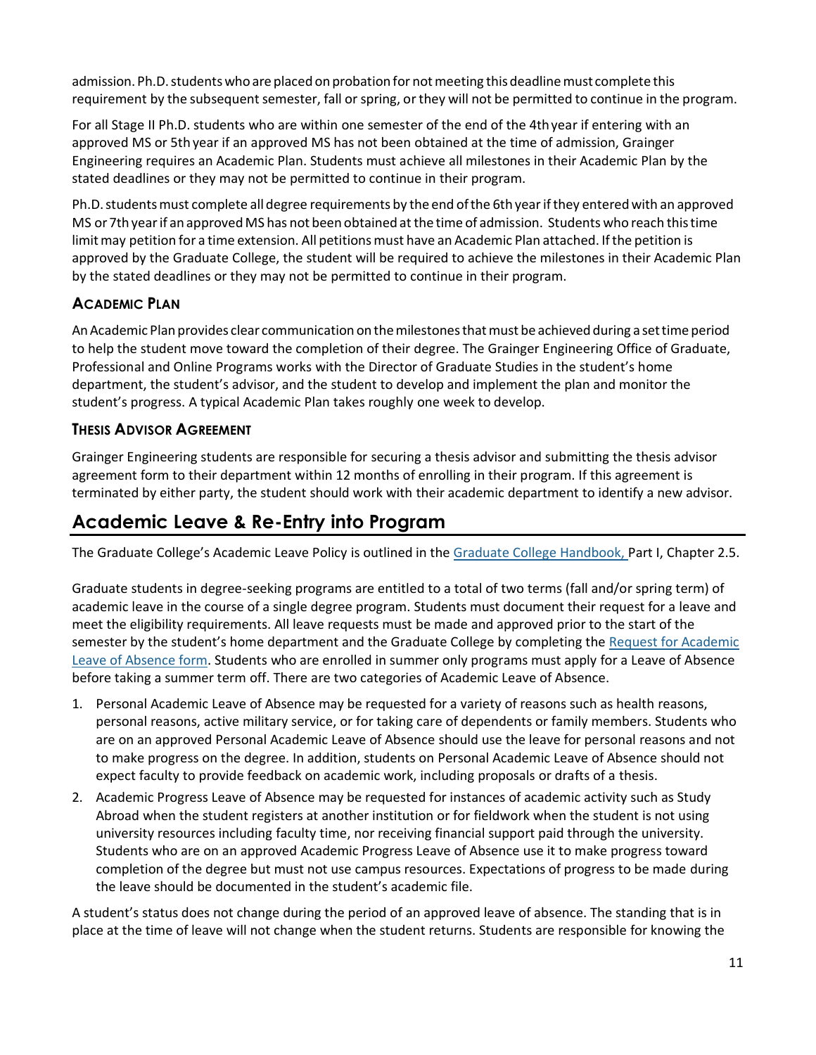admission. Ph.D. students who are placed on probation for not meeting this deadline must complete this requirement by the subsequent semester, fall or spring, or they will not be permitted to continue in the program.

For all Stage II Ph.D. students who are within one semester of the end of the 4th year if entering with an approved MS or 5th year if an approved MS has not been obtained at the time of admission, Grainger Engineering requires an Academic Plan. Students must achieve all milestones in their Academic Plan by the stated deadlines or they may not be permitted to continue in their program.

Ph.D. students must complete all degree requirements by the end of the 6th year if they entered with an approved MS or 7th year if an approved MS has not been obtained at the time of admission. Students who reach this time limit may petition for a time extension. All petitions must have an Academic Plan attached. If the petition is approved by the Graduate College, the student will be required to achieve the milestones in their Academic Plan by the stated deadlines or they may not be permitted to continue in their program.

### Academic Plan

An Academic Plan provides clear communication on the milestones that must be achieved during a set time period to help the student move toward the completion of their degree. The Grainger Engineering Office of Graduate, Professional and Online Programs works with the Director of Graduate Studies in the student's home department, the student's advisor, and the student to develop and implement the plan and monitor the student's progress. A typical Academic Plan takes roughly one week to develop.

### Thesis Advisor Agreement

Grainger Engineering students are responsible for securing a thesis advisor and submitting the thesis advisor agreement form to their department within 12 months of enrolling in their program. If this agreement is terminated by either party, the student should work with their academic department to identify a new advisor.

## Academic Leave & Re-Entry into Program

The Graduate College's Academic Leave Policy is outlined in the Graduate College Handbook, Part I, Chapter 2.5.

Graduate students in degree-seeking programs are entitled to a total of two terms (fall and/or spring term) of academic leave in the course of a single degree program. Students must document their request for a leave and meet the eligibility requirements. All leave requests must be made and approved prior to the start of the semester by the student's home department and the Graduate College by completing the Request for Academic Leave of Absence form. Students who are enrolled in summer only programs must apply for a Leave of Absence before taking a summer term off. There are two categories of Academic Leave of Absence.

1. Personal Academic Leave of Absence may be requested for a variety of reasons such as health reasons, personal reasons, active military service, or for taking care of dependents or family members. Students who are on an approved Personal Academic Leave of Absence should use the leave for personal reasons and not to make progress on the degree. In addition, students on Personal Academic Leave of Absence should not expect faculty to provide feedback on academic work, including proposals or drafts of a thesis.
2. Academic Progress Leave of Absence may be requested for instances of academic activity such as Study Abroad when the student registers at another institution or for fieldwork when the student is not using university resources including faculty time, nor receiving financial support paid through the university. Students who are on an approved Academic Progress Leave of Absence use it to make progress toward completion of the degree but must not use campus resources. Expectations of progress to be made during the leave should be documented in the student's academic file.

A student's status does not change during the period of an approved leave of absence. The standing that is in place at the time of leave will not change when the student returns. Students are responsible for knowing the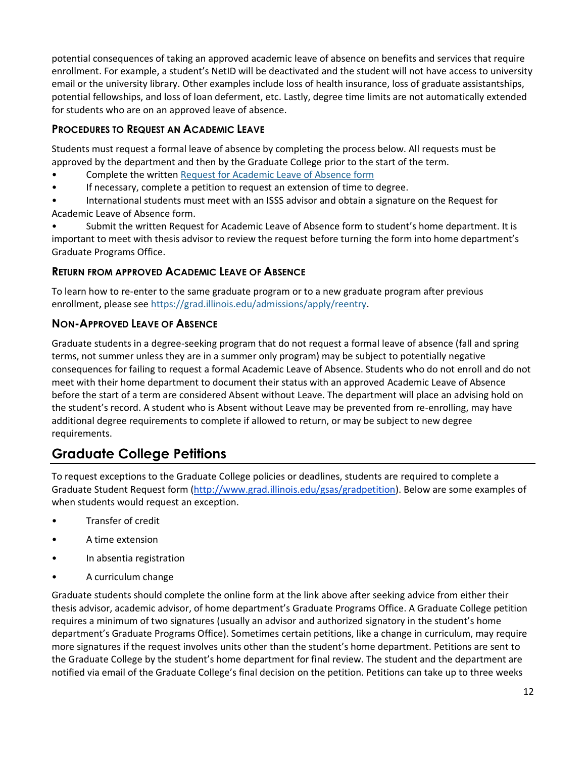potential consequences of taking an approved academic leave of absence on benefits and services that require enrollment. For example, a student's NetID will be deactivated and the student will not have access to university email or the university library. Other examples include loss of health insurance, loss of graduate assistantships, potential fellowships, and loss of loan deferment, etc. Lastly, degree time limits are not automatically extended for students who are on an approved leave of absence.

### PROCEDURES TO REQUEST AN ACADEMIC LEAVE

Students must request a formal leave of absence by completing the process below. All requests must be approved by the department and then by the Graduate College prior to the start of the term.

- Complete the written [Request for Academic Leave of Absence form]()
- If necessary, complete a petition to request an extension of time to degree.
- International students must meet with an ISSS advisor and obtain a signature on the Request for Academic Leave of Absence form.
- Submit the written Request for Academic Leave of Absence form to student's home department. It is important to meet with thesis advisor to review the request before turning the form into home department's Graduate Programs Office.

### RETURN FROM APPROVED ACADEMIC LEAVE OF ABSENCE

To learn how to re-enter to the same graduate program or to a new graduate program after previous enrollment, please see https://grad.illinois.edu/admissions/apply/reentry.

### NON-APPROVED LEAVE OF ABSENCE

Graduate students in a degree-seeking program that do not request a formal leave of absence (fall and spring terms, not summer unless they are in a summer only program) may be subject to potentially negative consequences for failing to request a formal Academic Leave of Absence. Students who do not enroll and do not meet with their home department to document their status with an approved Academic Leave of Absence before the start of a term are considered Absent without Leave. The department will place an advising hold on the student's record. A student who is Absent without Leave may be prevented from re-enrolling, may have additional degree requirements to complete if allowed to return, or may be subject to new degree requirements.

## Graduate College Petitions

To request exceptions to the Graduate College policies or deadlines, students are required to complete a Graduate Student Request form (http://www.grad.illinois.edu/gsas/gradpetition). Below are some examples of when students would request an exception.

- Transfer of credit
- A time extension
- In absentia registration
- A curriculum change

Graduate students should complete the online form at the link above after seeking advice from either their thesis advisor, academic advisor, of home department's Graduate Programs Office. A Graduate College petition requires a minimum of two signatures (usually an advisor and authorized signatory in the student's home department's Graduate Programs Office). Sometimes certain petitions, like a change in curriculum, may require more signatures if the request involves units other than the student's home department. Petitions are sent to the Graduate College by the student's home department for final review. The student and the department are notified via email of the Graduate College's final decision on the petition. Petitions can take up to three weeks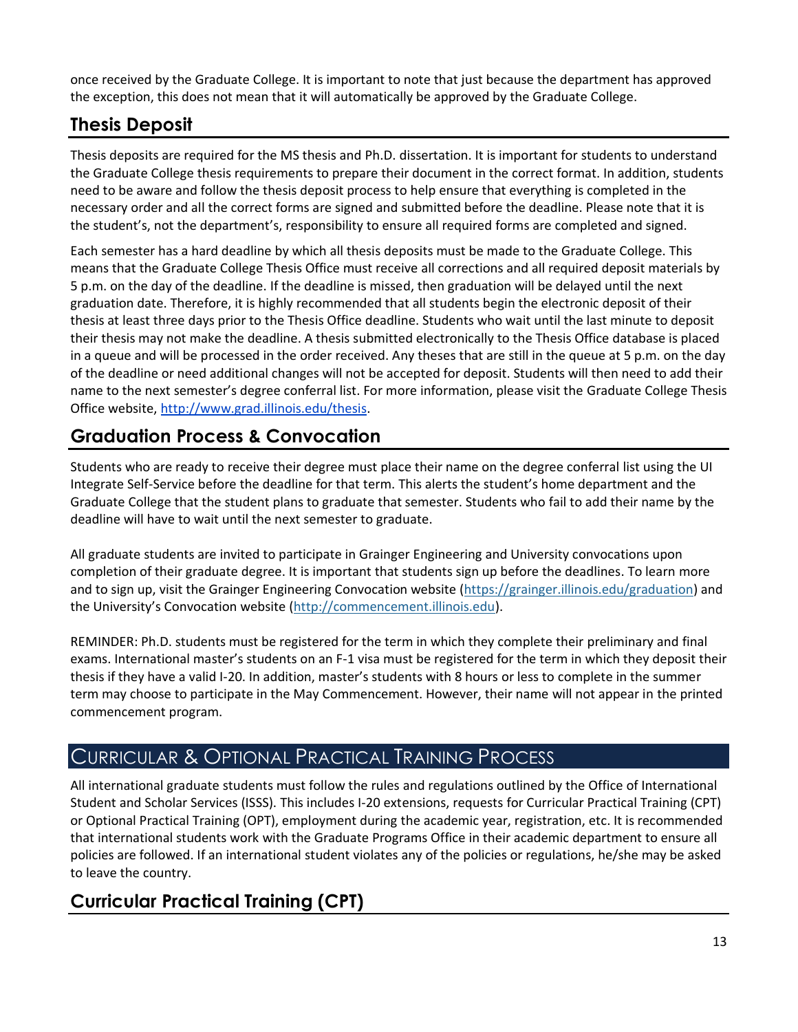once received by the Graduate College. It is important to note that just because the department has approved the exception, this does not mean that it will automatically be approved by the Graduate College.

## Thesis Deposit

Thesis deposits are required for the MS thesis and Ph.D. dissertation. It is important for students to understand the Graduate College thesis requirements to prepare their document in the correct format. In addition, students need to be aware and follow the thesis deposit process to help ensure that everything is completed in the necessary order and all the correct forms are signed and submitted before the deadline. Please note that it is the student's, not the department's, responsibility to ensure all required forms are completed and signed.

Each semester has a hard deadline by which all thesis deposits must be made to the Graduate College. This means that the Graduate College Thesis Office must receive all corrections and all required deposit materials by 5 p.m. on the day of the deadline. If the deadline is missed, then graduation will be delayed until the next graduation date. Therefore, it is highly recommended that all students begin the electronic deposit of their thesis at least three days prior to the Thesis Office deadline. Students who wait until the last minute to deposit their thesis may not make the deadline. A thesis submitted electronically to the Thesis Office database is placed in a queue and will be processed in the order received. Any theses that are still in the queue at 5 p.m. on the day of the deadline or need additional changes will not be accepted for deposit. Students will then need to add their name to the next semester's degree conferral list. For more information, please visit the Graduate College Thesis Office website, http://www.grad.illinois.edu/thesis.

## Graduation Process & Convocation

Students who are ready to receive their degree must place their name on the degree conferral list using the UI Integrate Self-Service before the deadline for that term. This alerts the student's home department and the Graduate College that the student plans to graduate that semester. Students who fail to add their name by the deadline will have to wait until the next semester to graduate.

All graduate students are invited to participate in Grainger Engineering and University convocations upon completion of their graduate degree. It is important that students sign up before the deadlines. To learn more and to sign up, visit the Grainger Engineering Convocation website (https://grainger.illinois.edu/graduation) and the University's Convocation website (http://commencement.illinois.edu).

REMINDER: Ph.D. students must be registered for the term in which they complete their preliminary and final exams. International master's students on an F-1 visa must be registered for the term in which they deposit their thesis if they have a valid I-20. In addition, master's students with 8 hours or less to complete in the summer term may choose to participate in the May Commencement. However, their name will not appear in the printed commencement program.

# Curricular & Optional Practical Training Process

All international graduate students must follow the rules and regulations outlined by the Office of International Student and Scholar Services (ISSS). This includes I-20 extensions, requests for Curricular Practical Training (CPT) or Optional Practical Training (OPT), employment during the academic year, registration, etc. It is recommended that international students work with the Graduate Programs Office in their academic department to ensure all policies are followed. If an international student violates any of the policies or regulations, he/she may be asked to leave the country.

## Curricular Practical Training (CPT)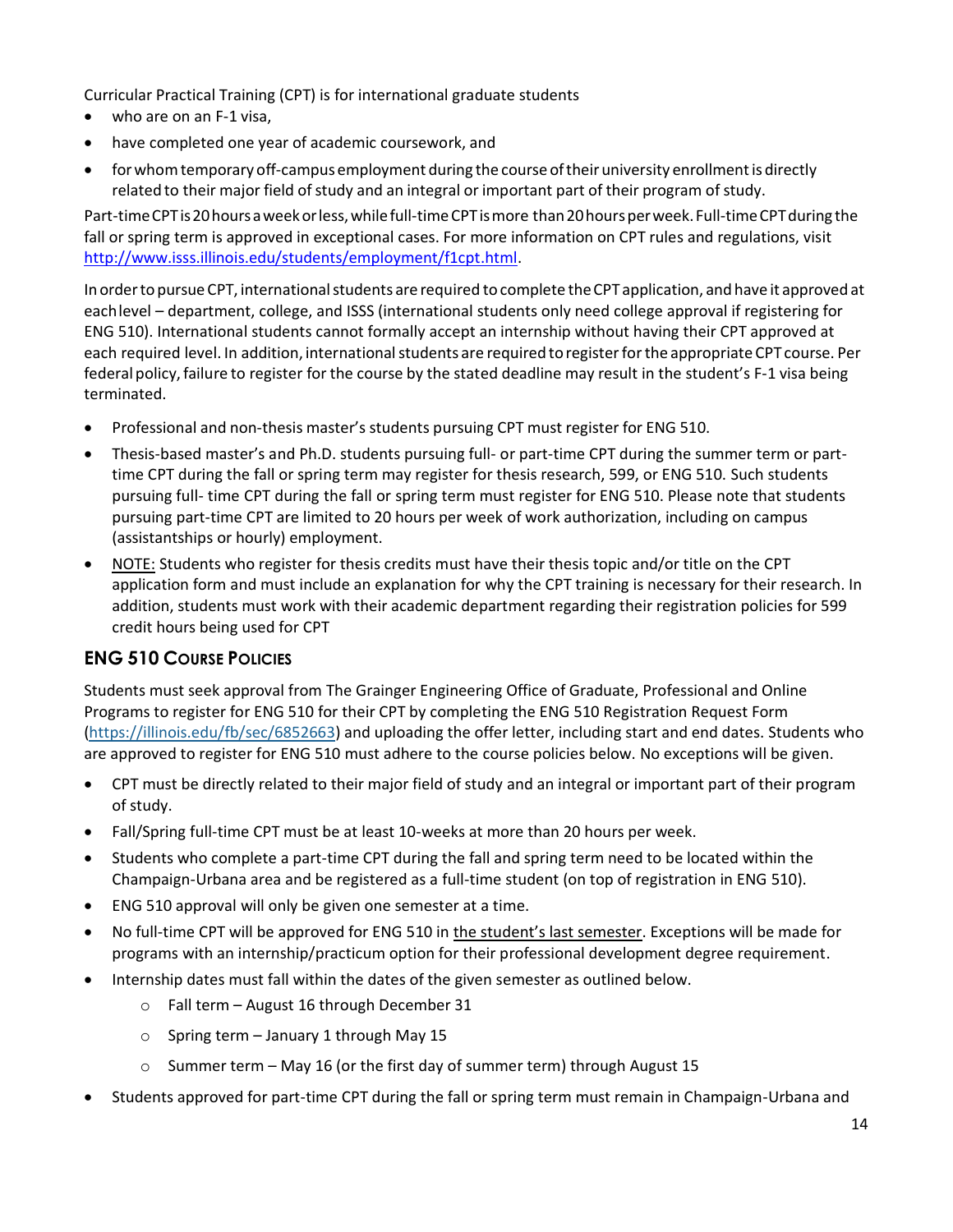Curricular Practical Training (CPT) is for international graduate students

- who are on an F-1 visa,
- have completed one year of academic coursework, and
- for whom temporary off-campus employment during the course of their university enrollment is directly related to their major field of study and an integral or important part of their program of study.

Part-time CPT is 20 hours a week or less, while full-time CPT is more than 20 hours per week. Full-time CPT during the fall or spring term is approved in exceptional cases. For more information on CPT rules and regulations, visit [http://www.isss.illinois.edu/students/employment/f1cpt.html](http://www.isss.illinois.edu/students/employment/f1cpt.html).

In order to pursue CPT, international students are required to complete the CPT application, and have it approved at each level – department, college, and ISSS (international students only need college approval if registering for ENG 510). International students cannot formally accept an internship without having their CPT approved at each required level. In addition, international students are required to register for the appropriate CPT course. Per federal policy, failure to register for the course by the stated deadline may result in the student's F-1 visa being terminated.

- Professional and non-thesis master's students pursuing CPT must register for ENG 510.
- Thesis-based master's and Ph.D. students pursuing full- or part-time CPT during the summer term or part-time CPT during the fall or spring term may register for thesis research, 599, or ENG 510. Such students pursuing full- time CPT during the fall or spring term must register for ENG 510. Please note that students pursuing part-time CPT are limited to 20 hours per week of work authorization, including on campus (assistantships or hourly) employment.
- NOTE: Students who register for thesis credits must have their thesis topic and/or title on the CPT application form and must include an explanation for why the CPT training is necessary for their research. In addition, students must work with their academic department regarding their registration policies for 599 credit hours being used for CPT

## ENG 510 Course Policies

Students must seek approval from The Grainger Engineering Office of Graduate, Professional and Online Programs to register for ENG 510 for their CPT by completing the ENG 510 Registration Request Form ([https://illinois.edu/fb/sec/6852663](https://illinois.edu/fb/sec/6852663)) and uploading the offer letter, including start and end dates. Students who are approved to register for ENG 510 must adhere to the course policies below. No exceptions will be given.

- CPT must be directly related to their major field of study and an integral or important part of their program of study.
- Fall/Spring full-time CPT must be at least 10-weeks at more than 20 hours per week.
- Students who complete a part-time CPT during the fall and spring term need to be located within the Champaign-Urbana area and be registered as a full-time student (on top of registration in ENG 510).
- ENG 510 approval will only be given one semester at a time.
- No full-time CPT will be approved for ENG 510 in the student's last semester. Exceptions will be made for programs with an internship/practicum option for their professional development degree requirement.
- Internship dates must fall within the dates of the given semester as outlined below.
  - Fall term – August 16 through December 31
  - Spring term – January 1 through May 15
  - Summer term – May 16 (or the first day of summer term) through August 15
- Students approved for part-time CPT during the fall or spring term must remain in Champaign-Urbana and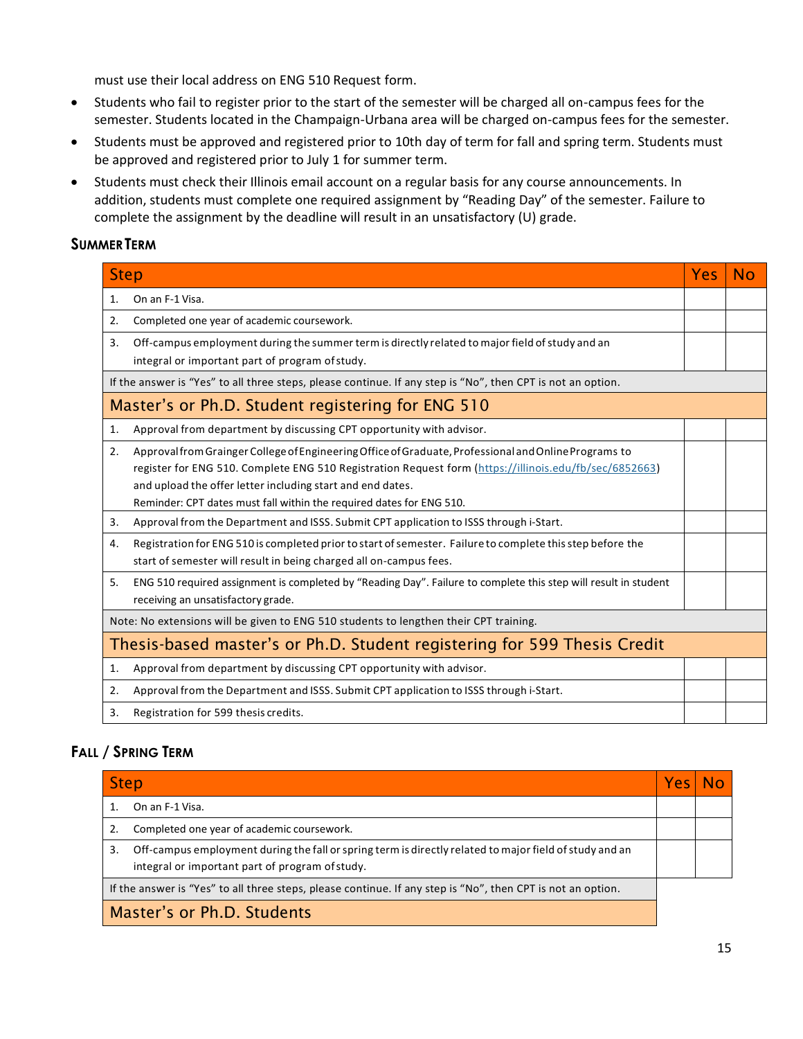must use their local address on ENG 510 Request form.

- Students who fail to register prior to the start of the semester will be charged all on-campus fees for the semester. Students located in the Champaign-Urbana area will be charged on-campus fees for the semester.
- Students must be approved and registered prior to 10th day of term for fall and spring term. Students must be approved and registered prior to July 1 for summer term.
- Students must check their Illinois email account on a regular basis for any course announcements. In addition, students must complete one required assignment by "Reading Day" of the semester. Failure to complete the assignment by the deadline will result in an unsatisfactory (U) grade.

### Summer Term

| Step | Yes | No |
|---|---|---|
| 1. On an F-1 Visa. | | |
| 2. Completed one year of academic coursework. | | |
| 3. Off-campus employment during the summer term is directly related to major field of study and an integral or important part of program of study. | | |
| If the answer is "Yes" to all three steps, please continue. If any step is "No", then CPT is not an option. | | |
| **Master's or Ph.D. Student registering for ENG 510** | | |
| 1. Approval from department by discussing CPT opportunity with advisor. | | |
| 2. Approval from Grainger College of Engineering Office of Graduate, Professional and Online Programs to register for ENG 510. Complete ENG 510 Registration Request form (https://illinois.edu/fb/sec/6852663) and upload the offer letter including start and end dates. Reminder: CPT dates must fall within the required dates for ENG 510. | | |
| 3. Approval from the Department and ISSS. Submit CPT application to ISSS through i-Start. | | |
| 4. Registration for ENG 510 is completed prior to start of semester. Failure to complete this step before the start of semester will result in being charged all on-campus fees. | | |
| 5. ENG 510 required assignment is completed by "Reading Day". Failure to complete this step will result in student receiving an unsatisfactory grade. | | |
| Note: No extensions will be given to ENG 510 students to lengthen their CPT training. | | |
| **Thesis-based master's or Ph.D. Student registering for 599 Thesis Credit** | | |
| 1. Approval from department by discussing CPT opportunity with advisor. | | |
| 2. Approval from the Department and ISSS. Submit CPT application to ISSS through i-Start. | | |
| 3. Registration for 599 thesis credits. | | |

### Fall / Spring Term

| Step | Yes | No |
|---|---|---|
| 1. On an F-1 Visa. | | |
| 2. Completed one year of academic coursework. | | |
| 3. Off-campus employment during the fall or spring term is directly related to major field of study and an integral or important part of program of study. | | |
| If the answer is "Yes" to all three steps, please continue. If any step is "No", then CPT is not an option. | | |
| **Master's or Ph.D. Students** | | |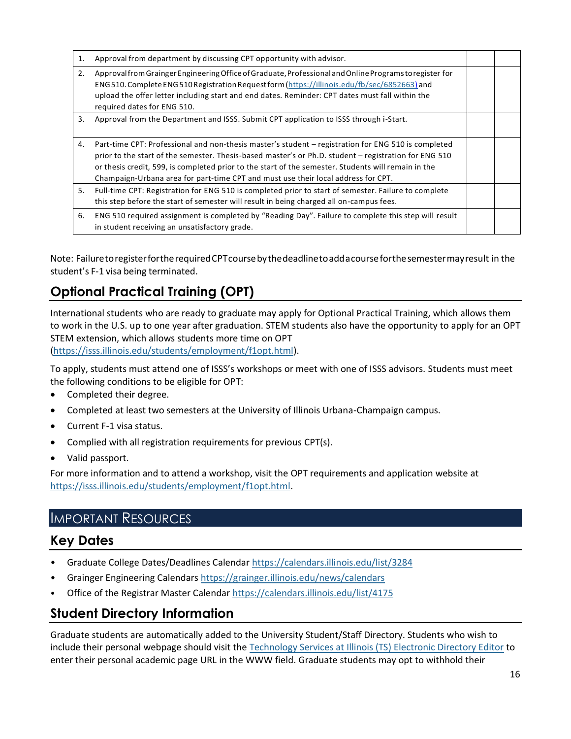| | | | |
|---|---|---|---|
| 1. | Approval from department by discussing CPT opportunity with advisor. | | |
| 2. | Approval from Grainger Engineering Office of Graduate, Professional and Online Programs to register for ENG 510. Complete ENG 510 Registration Request form (https://illinois.edu/fb/sec/6852663) and upload the offer letter including start and end dates. Reminder: CPT dates must fall within the required dates for ENG 510. | | |
| 3. | Approval from the Department and ISSS. Submit CPT application to ISSS through i-Start. | | |
| 4. | Part-time CPT: Professional and non-thesis master's student – registration for ENG 510 is completed prior to the start of the semester. Thesis-based master's or Ph.D. student – registration for ENG 510 or thesis credit, 599, is completed prior to the start of the semester. Students will remain in the Champaign-Urbana area for part-time CPT and must use their local address for CPT. | | |
| 5. | Full-time CPT: Registration for ENG 510 is completed prior to start of semester. Failure to complete this step before the start of semester will result in being charged all on-campus fees. | | |
| 6. | ENG 510 required assignment is completed by "Reading Day". Failure to complete this step will result in student receiving an unsatisfactory grade. | | |

Note: Failure to register for the required CPT course by the deadline to add a course for the semester may result in the student's F-1 visa being terminated.

## Optional Practical Training (OPT)

International students who are ready to graduate may apply for Optional Practical Training, which allows them to work in the U.S. up to one year after graduation. STEM students also have the opportunity to apply for an OPT STEM extension, which allows students more time on OPT (https://isss.illinois.edu/students/employment/f1opt.html).

To apply, students must attend one of ISSS's workshops or meet with one of ISSS advisors. Students must meet the following conditions to be eligible for OPT:

- Completed their degree.
- Completed at least two semesters at the University of Illinois Urbana-Champaign campus.
- Current F-1 visa status.
- Complied with all registration requirements for previous CPT(s).
- Valid passport.

For more information and to attend a workshop, visit the OPT requirements and application website at https://isss.illinois.edu/students/employment/f1opt.html.

# Important Resources

## Key Dates

- Graduate College Dates/Deadlines Calendar https://calendars.illinois.edu/list/3284
- Grainger Engineering Calendars https://grainger.illinois.edu/news/calendars
- Office of the Registrar Master Calendar https://calendars.illinois.edu/list/4175

## Student Directory Information

Graduate students are automatically added to the University Student/Staff Directory. Students who wish to include their personal webpage should visit the Technology Services at Illinois (TS) Electronic Directory Editor to enter their personal academic page URL in the WWW field. Graduate students may opt to withhold their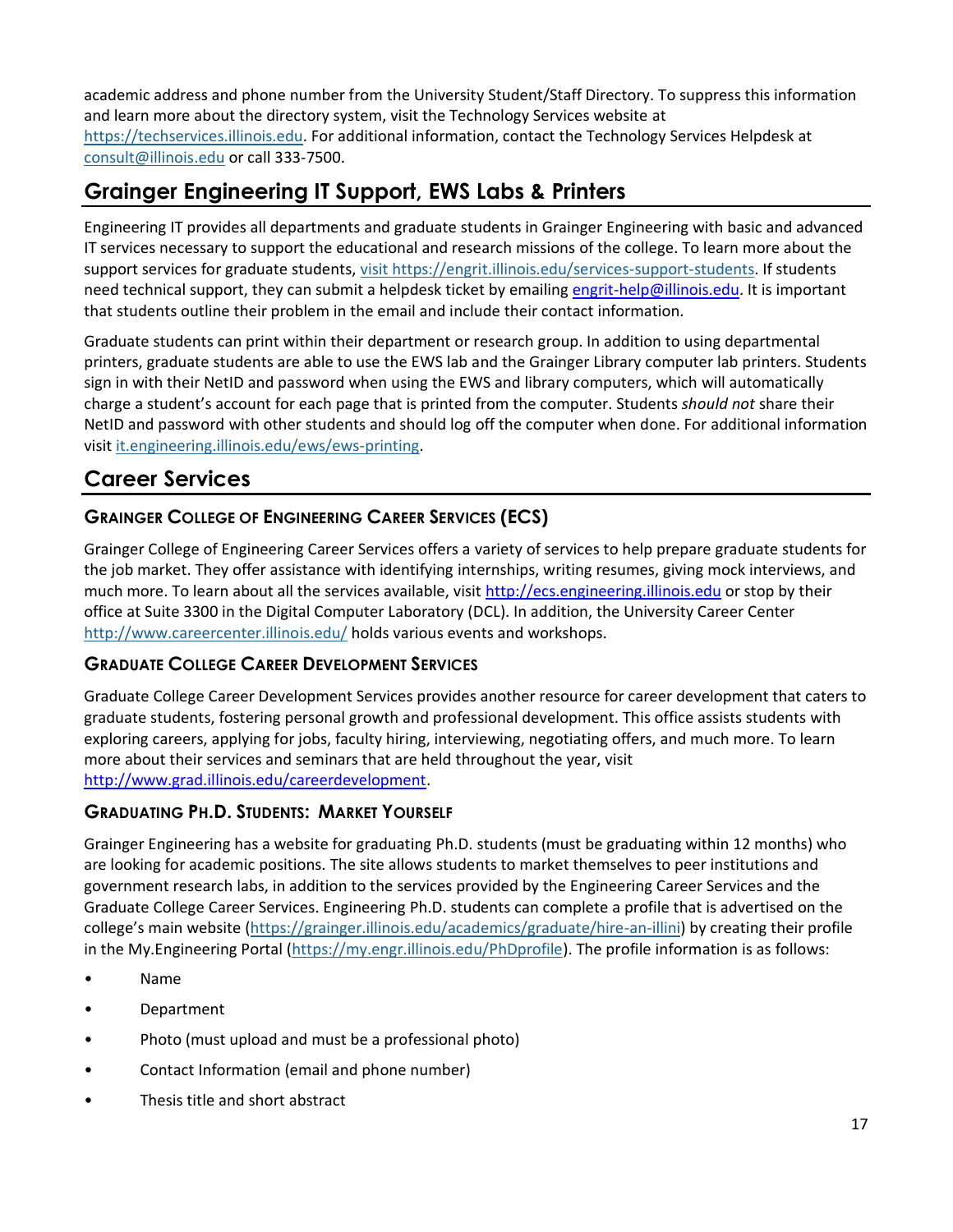academic address and phone number from the University Student/Staff Directory. To suppress this information and learn more about the directory system, visit the Technology Services website at https://techservices.illinois.edu. For additional information, contact the Technology Services Helpdesk at consult@illinois.edu or call 333-7500.

## Grainger Engineering IT Support, EWS Labs & Printers

Engineering IT provides all departments and graduate students in Grainger Engineering with basic and advanced IT services necessary to support the educational and research missions of the college. To learn more about the support services for graduate students, visit https://engrit.illinois.edu/services-support-students. If students need technical support, they can submit a helpdesk ticket by emailing engrit-help@illinois.edu. It is important that students outline their problem in the email and include their contact information.

Graduate students can print within their department or research group. In addition to using departmental printers, graduate students are able to use the EWS lab and the Grainger Library computer lab printers. Students sign in with their NetID and password when using the EWS and library computers, which will automatically charge a student's account for each page that is printed from the computer. Students *should not* share their NetID and password with other students and should log off the computer when done. For additional information visit it.engineering.illinois.edu/ews/ews-printing.

## Career Services

### Grainger College of Engineering Career Services (ECS)

Grainger College of Engineering Career Services offers a variety of services to help prepare graduate students for the job market. They offer assistance with identifying internships, writing resumes, giving mock interviews, and much more. To learn about all the services available, visit http://ecs.engineering.illinois.edu or stop by their office at Suite 3300 in the Digital Computer Laboratory (DCL). In addition, the University Career Center http://www.careercenter.illinois.edu/ holds various events and workshops.

### Graduate College Career Development Services

Graduate College Career Development Services provides another resource for career development that caters to graduate students, fostering personal growth and professional development. This office assists students with exploring careers, applying for jobs, faculty hiring, interviewing, negotiating offers, and much more. To learn more about their services and seminars that are held throughout the year, visit http://www.grad.illinois.edu/careerdevelopment.

### Graduating Ph.D. Students: Market Yourself

Grainger Engineering has a website for graduating Ph.D. students (must be graduating within 12 months) who are looking for academic positions. The site allows students to market themselves to peer institutions and government research labs, in addition to the services provided by the Engineering Career Services and the Graduate College Career Services. Engineering Ph.D. students can complete a profile that is advertised on the college's main website (https://grainger.illinois.edu/academics/graduate/hire-an-illini) by creating their profile in the My.Engineering Portal (https://my.engr.illinois.edu/PhDprofile). The profile information is as follows:

- Name
- Department
- Photo (must upload and must be a professional photo)
- Contact Information (email and phone number)
- Thesis title and short abstract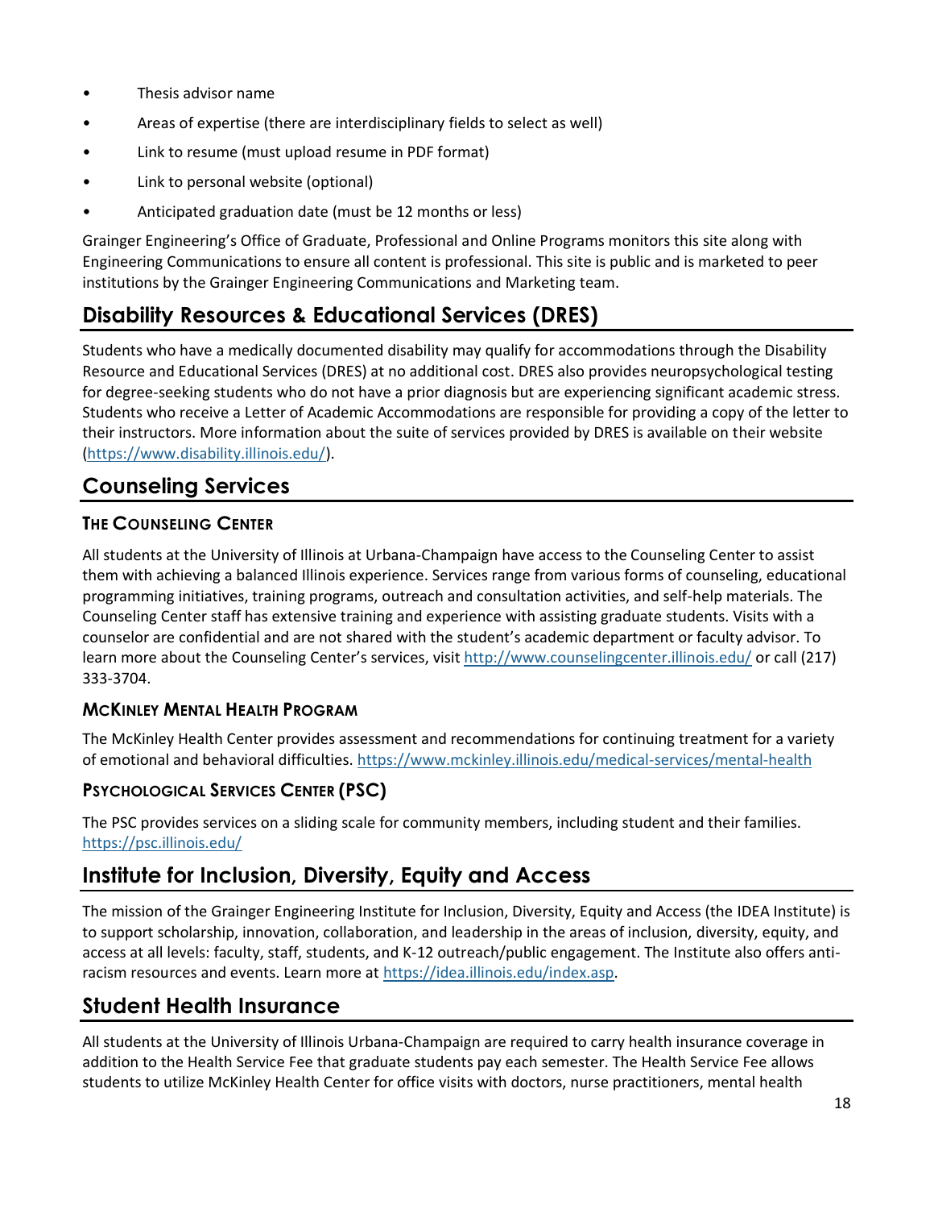- Thesis advisor name
- Areas of expertise (there are interdisciplinary fields to select as well)
- Link to resume (must upload resume in PDF format)
- Link to personal website (optional)
- Anticipated graduation date (must be 12 months or less)

Grainger Engineering's Office of Graduate, Professional and Online Programs monitors this site along with Engineering Communications to ensure all content is professional. This site is public and is marketed to peer institutions by the Grainger Engineering Communications and Marketing team.

## Disability Resources & Educational Services (DRES)

Students who have a medically documented disability may qualify for accommodations through the Disability Resource and Educational Services (DRES) at no additional cost. DRES also provides neuropsychological testing for degree-seeking students who do not have a prior diagnosis but are experiencing significant academic stress. Students who receive a Letter of Academic Accommodations are responsible for providing a copy of the letter to their instructors. More information about the suite of services provided by DRES is available on their website (https://www.disability.illinois.edu/).

## Counseling Services

### The Counseling Center

All students at the University of Illinois at Urbana-Champaign have access to the Counseling Center to assist them with achieving a balanced Illinois experience. Services range from various forms of counseling, educational programming initiatives, training programs, outreach and consultation activities, and self-help materials. The Counseling Center staff has extensive training and experience with assisting graduate students. Visits with a counselor are confidential and are not shared with the student's academic department or faculty advisor. To learn more about the Counseling Center's services, visit http://www.counselingcenter.illinois.edu/ or call (217) 333-3704.

### McKinley Mental Health Program

The McKinley Health Center provides assessment and recommendations for continuing treatment for a variety of emotional and behavioral difficulties. https://www.mckinley.illinois.edu/medical-services/mental-health

### Psychological Services Center (PSC)

The PSC provides services on a sliding scale for community members, including student and their families. https://psc.illinois.edu/

## Institute for Inclusion, Diversity, Equity and Access

The mission of the Grainger Engineering Institute for Inclusion, Diversity, Equity and Access (the IDEA Institute) is to support scholarship, innovation, collaboration, and leadership in the areas of inclusion, diversity, equity, and access at all levels: faculty, staff, students, and K-12 outreach/public engagement. The Institute also offers anti-racism resources and events. Learn more at https://idea.illinois.edu/index.asp.

## Student Health Insurance

All students at the University of Illinois Urbana-Champaign are required to carry health insurance coverage in addition to the Health Service Fee that graduate students pay each semester. The Health Service Fee allows students to utilize McKinley Health Center for office visits with doctors, nurse practitioners, mental health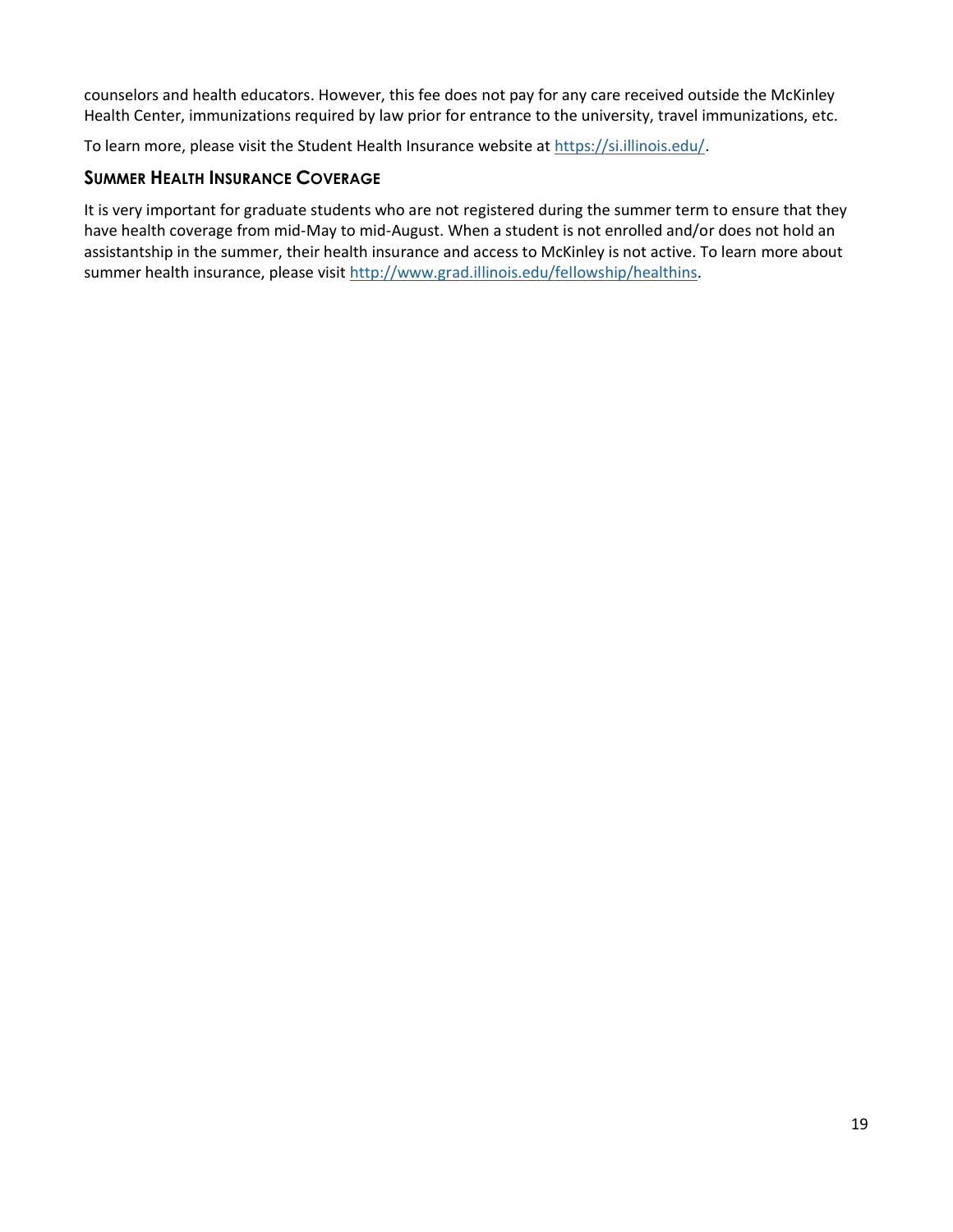counselors and health educators. However, this fee does not pay for any care received outside the McKinley Health Center, immunizations required by law prior for entrance to the university, travel immunizations, etc.

To learn more, please visit the Student Health Insurance website at [https://si.illinois.edu/](https://si.illinois.edu/).

### Summer Health Insurance Coverage

It is very important for graduate students who are not registered during the summer term to ensure that they have health coverage from mid-May to mid-August. When a student is not enrolled and/or does not hold an assistantship in the summer, their health insurance and access to McKinley is not active. To learn more about summer health insurance, please visit [http://www.grad.illinois.edu/fellowship/healthins](http://www.grad.illinois.edu/fellowship/healthins).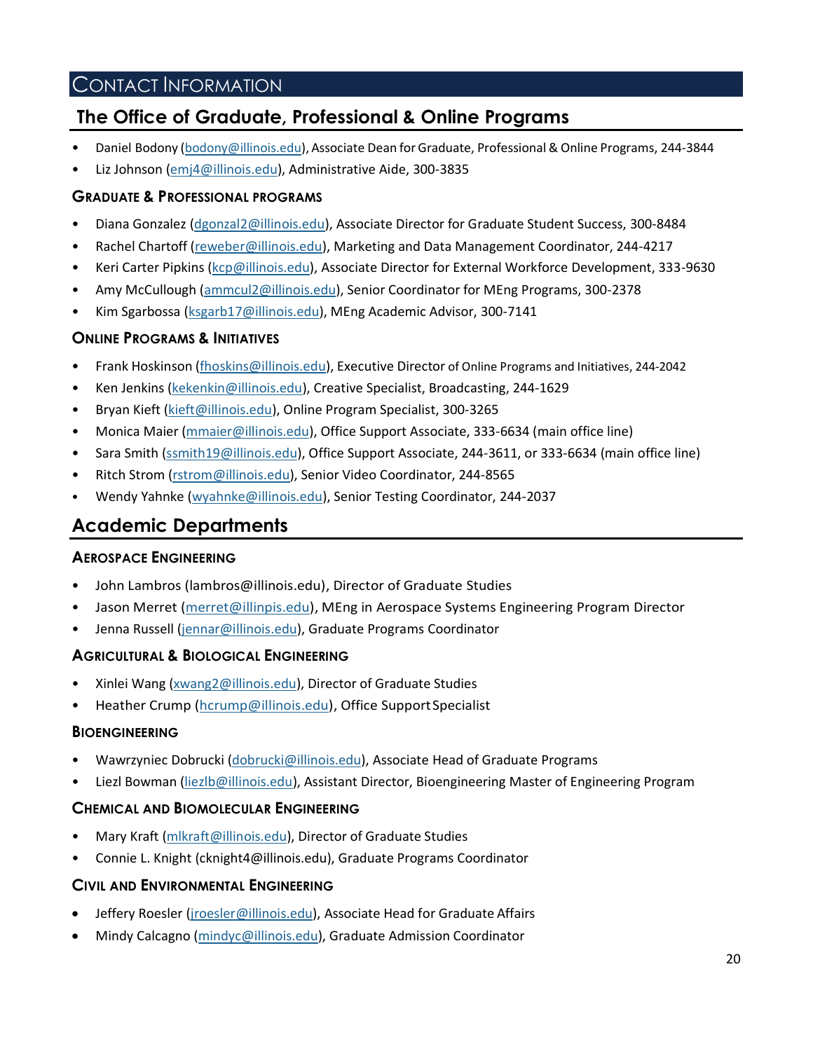# Contact Information

## The Office of Graduate, Professional & Online Programs

- Daniel Bodony (bodony@illinois.edu), Associate Dean for Graduate, Professional & Online Programs, 244-3844
- Liz Johnson (emj4@illinois.edu), Administrative Aide, 300-3835

### Graduate & Professional programs

- Diana Gonzalez (dgonzal2@illinois.edu), Associate Director for Graduate Student Success, 300-8484
- Rachel Chartoff (reweber@illinois.edu), Marketing and Data Management Coordinator, 244-4217
- Keri Carter Pipkins (kcp@illinois.edu), Associate Director for External Workforce Development, 333-9630
- Amy McCullough (ammcul2@illinois.edu), Senior Coordinator for MEng Programs, 300-2378
- Kim Sgarbossa (ksgarb17@illinois.edu), MEng Academic Advisor, 300-7141

### Online Programs & Initiatives

- Frank Hoskinson (fhoskins@illinois.edu), Executive Director of Online Programs and Initiatives, 244-2042
- Ken Jenkins (kekenkin@illinois.edu), Creative Specialist, Broadcasting, 244-1629
- Bryan Kieft (kieft@illinois.edu), Online Program Specialist, 300-3265
- Monica Maier (mmaier@illinois.edu), Office Support Associate, 333-6634 (main office line)
- Sara Smith (ssmith19@illinois.edu), Office Support Associate, 244-3611, or 333-6634 (main office line)
- Ritch Strom (rstrom@illinois.edu), Senior Video Coordinator, 244-8565
- Wendy Yahnke (wyahnke@illinois.edu), Senior Testing Coordinator, 244-2037

## Academic Departments

### Aerospace Engineering

- John Lambros (lambros@illinois.edu), Director of Graduate Studies
- Jason Merret (merret@illinpis.edu), MEng in Aerospace Systems Engineering Program Director
- Jenna Russell (jennar@illinois.edu), Graduate Programs Coordinator

### Agricultural & Biological Engineering

- Xinlei Wang (xwang2@illinois.edu), Director of Graduate Studies
- Heather Crump (hcrump@illinois.edu), Office Support Specialist

### Bioengineering

- Wawrzyniec Dobrucki (dobrucki@illinois.edu), Associate Head of Graduate Programs
- Liezl Bowman (liezlb@illinois.edu), Assistant Director, Bioengineering Master of Engineering Program

### Chemical and Biomolecular Engineering

- Mary Kraft (mlkraft@illinois.edu), Director of Graduate Studies
- Connie L. Knight (cknight4@illinois.edu), Graduate Programs Coordinator

### Civil and Environmental Engineering

- Jeffery Roesler (jroesler@illinois.edu), Associate Head for Graduate Affairs
- Mindy Calcagno (mindyc@illinois.edu), Graduate Admission Coordinator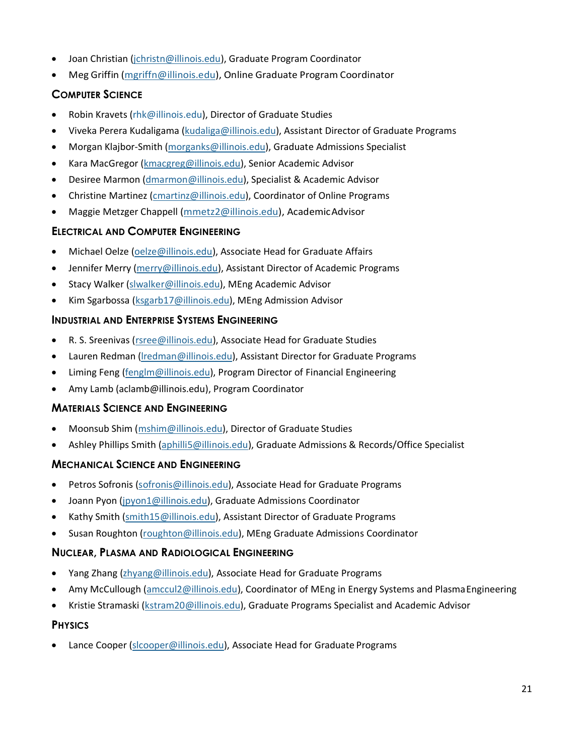- Joan Christian (jchristn@illinois.edu), Graduate Program Coordinator
- Meg Griffin (mgriffn@illinois.edu), Online Graduate Program Coordinator

### Computer Science

- Robin Kravets (rhk@illinois.edu), Director of Graduate Studies
- Viveka Perera Kudaligama (kudaliga@illinois.edu), Assistant Director of Graduate Programs
- Morgan Klajbor-Smith (morganks@illinois.edu), Graduate Admissions Specialist
- Kara MacGregor (kmacgreg@illinois.edu), Senior Academic Advisor
- Desiree Marmon (dmarmon@illinois.edu), Specialist & Academic Advisor
- Christine Martinez (cmartinz@illinois.edu), Coordinator of Online Programs
- Maggie Metzger Chappell (mmetz2@illinois.edu), Academic Advisor

### Electrical and Computer Engineering

- Michael Oelze (oelze@illinois.edu), Associate Head for Graduate Affairs
- Jennifer Merry (merry@illinois.edu), Assistant Director of Academic Programs
- Stacy Walker (slwalker@illinois.edu), MEng Academic Advisor
- Kim Sgarbossa (ksgarb17@illinois.edu), MEng Admission Advisor

### Industrial and Enterprise Systems Engineering

- R. S. Sreenivas (rsree@illinois.edu), Associate Head for Graduate Studies
- Lauren Redman (lredman@illinois.edu), Assistant Director for Graduate Programs
- Liming Feng (fenglm@illinois.edu), Program Director of Financial Engineering
- Amy Lamb (aclamb@illinois.edu), Program Coordinator

### Materials Science and Engineering

- Moonsub Shim (mshim@illinois.edu), Director of Graduate Studies
- Ashley Phillips Smith (aphilli5@illinois.edu), Graduate Admissions & Records/Office Specialist

### Mechanical Science and Engineering

- Petros Sofronis (sofronis@illinois.edu), Associate Head for Graduate Programs
- Joann Pyon (jpyon1@illinois.edu), Graduate Admissions Coordinator
- Kathy Smith (smith15@illinois.edu), Assistant Director of Graduate Programs
- Susan Roughton (roughton@illinois.edu), MEng Graduate Admissions Coordinator

### Nuclear, Plasma and Radiological Engineering

- Yang Zhang (zhyang@illinois.edu), Associate Head for Graduate Programs
- Amy McCullough (amccul2@illinois.edu), Coordinator of MEng in Energy Systems and Plasma Engineering
- Kristie Stramaski (kstram20@illinois.edu), Graduate Programs Specialist and Academic Advisor

### Physics

- Lance Cooper (slcooper@illinois.edu), Associate Head for Graduate Programs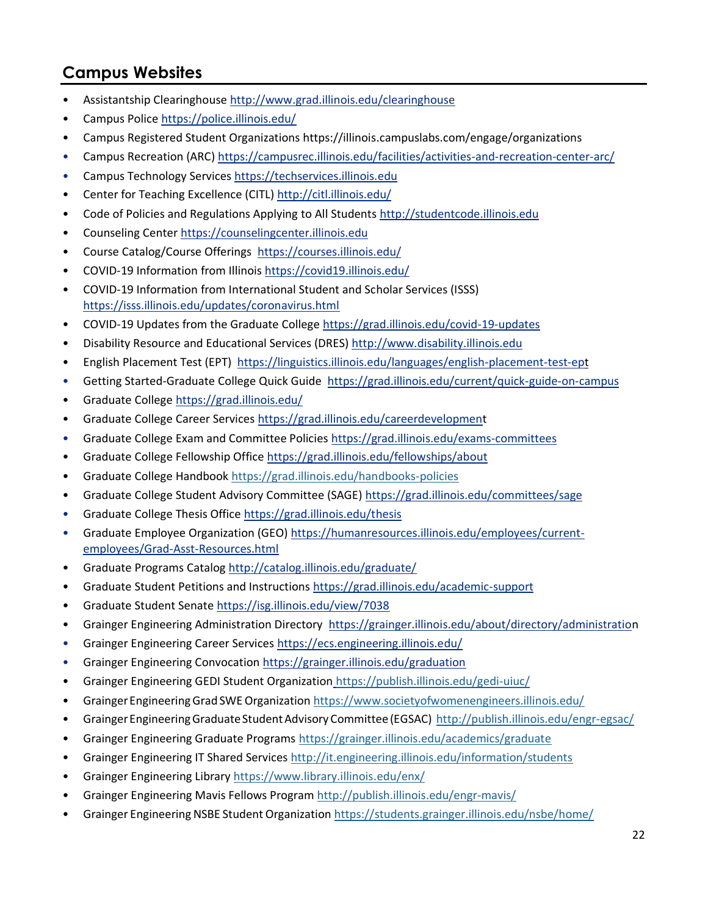## Campus Websites

- Assistantship Clearinghouse http://www.grad.illinois.edu/clearinghouse
- Campus Police https://police.illinois.edu/
- Campus Registered Student Organizations https://illinois.campuslabs.com/engage/organizations
- Campus Recreation (ARC) https://campusrec.illinois.edu/facilities/activities-and-recreation-center-arc/
- Campus Technology Services https://techservices.illinois.edu
- Center for Teaching Excellence (CITL) http://citl.illinois.edu/
- Code of Policies and Regulations Applying to All Students http://studentcode.illinois.edu
- Counseling Center https://counselingcenter.illinois.edu
- Course Catalog/Course Offerings https://courses.illinois.edu/
- COVID-19 Information from Illinois https://covid19.illinois.edu/
- COVID-19 Information from International Student and Scholar Services (ISSS) https://isss.illinois.edu/updates/coronavirus.html
- COVID-19 Updates from the Graduate College https://grad.illinois.edu/covid-19-updates
- Disability Resource and Educational Services (DRES) http://www.disability.illinois.edu
- English Placement Test (EPT) https://linguistics.illinois.edu/languages/english-placement-test-ept
- Getting Started-Graduate College Quick Guide https://grad.illinois.edu/current/quick-guide-on-campus
- Graduate College https://grad.illinois.edu/
- Graduate College Career Services https://grad.illinois.edu/careerdevelopment
- Graduate College Exam and Committee Policies https://grad.illinois.edu/exams-committees
- Graduate College Fellowship Office https://grad.illinois.edu/fellowships/about
- Graduate College Handbook https://grad.illinois.edu/handbooks-policies
- Graduate College Student Advisory Committee (SAGE) https://grad.illinois.edu/committees/sage
- Graduate College Thesis Office https://grad.illinois.edu/thesis
- Graduate Employee Organization (GEO) https://humanresources.illinois.edu/employees/current-employees/Grad-Asst-Resources.html
- Graduate Programs Catalog http://catalog.illinois.edu/graduate/
- Graduate Student Petitions and Instructions https://grad.illinois.edu/academic-support
- Graduate Student Senate https://isg.illinois.edu/view/7038
- Grainger Engineering Administration Directory https://grainger.illinois.edu/about/directory/administration
- Grainger Engineering Career Services https://ecs.engineering.illinois.edu/
- Grainger Engineering Convocation https://grainger.illinois.edu/graduation
- Grainger Engineering GEDI Student Organization https://publish.illinois.edu/gedi-uiuc/
- Grainger Engineering Grad SWE Organization https://www.societyofwomenengineers.illinois.edu/
- Grainger Engineering Graduate Student Advisory Committee (EGSAC) http://publish.illinois.edu/engr-egsac/
- Grainger Engineering Graduate Programs https://grainger.illinois.edu/academics/graduate
- Grainger Engineering IT Shared Services http://it.engineering.illinois.edu/information/students
- Grainger Engineering Library https://www.library.illinois.edu/enx/
- Grainger Engineering Mavis Fellows Program http://publish.illinois.edu/engr-mavis/
- Grainger Engineering NSBE Student Organization https://students.grainger.illinois.edu/nsbe/home/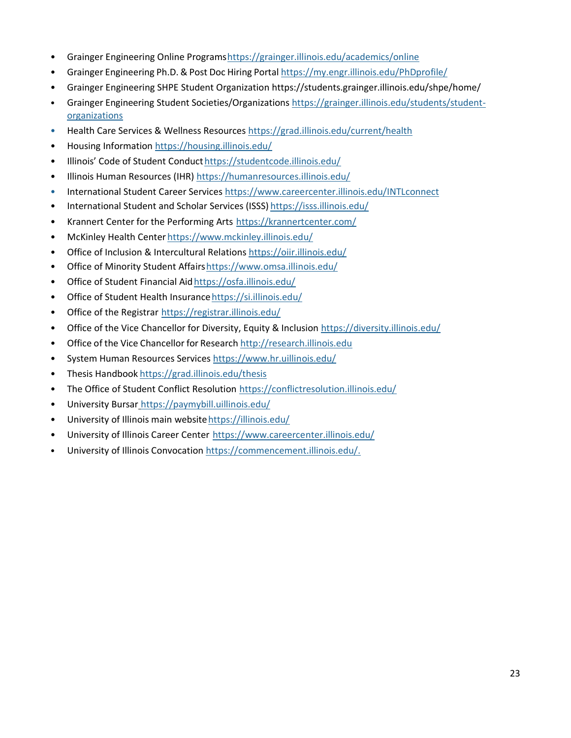- Grainger Engineering Online Programs https://grainger.illinois.edu/academics/online
- Grainger Engineering Ph.D. & Post Doc Hiring Portal https://my.engr.illinois.edu/PhDprofile/
- Grainger Engineering SHPE Student Organization https://students.grainger.illinois.edu/shpe/home/
- Grainger Engineering Student Societies/Organizations https://grainger.illinois.edu/students/student-organizations
- Health Care Services & Wellness Resources https://grad.illinois.edu/current/health
- Housing Information https://housing.illinois.edu/
- Illinois' Code of Student Conduct https://studentcode.illinois.edu/
- Illinois Human Resources (IHR) https://humanresources.illinois.edu/
- International Student Career Services https://www.careercenter.illinois.edu/INTLconnect
- International Student and Scholar Services (ISSS) https://isss.illinois.edu/
- Krannert Center for the Performing Arts https://krannertcenter.com/
- McKinley Health Center https://www.mckinley.illinois.edu/
- Office of Inclusion & Intercultural Relations https://oiir.illinois.edu/
- Office of Minority Student Affairs https://www.omsa.illinois.edu/
- Office of Student Financial Aid https://osfa.illinois.edu/
- Office of Student Health Insurance https://si.illinois.edu/
- Office of the Registrar https://registrar.illinois.edu/
- Office of the Vice Chancellor for Diversity, Equity & Inclusion https://diversity.illinois.edu/
- Office of the Vice Chancellor for Research http://research.illinois.edu
- System Human Resources Services https://www.hr.uillinois.edu/
- Thesis Handbook https://grad.illinois.edu/thesis
- The Office of Student Conflict Resolution https://conflictresolution.illinois.edu/
- University Bursar https://paymybill.uillinois.edu/
- University of Illinois main website https://illinois.edu/
- University of Illinois Career Center https://www.careercenter.illinois.edu/
- University of Illinois Convocation https://commencement.illinois.edu/.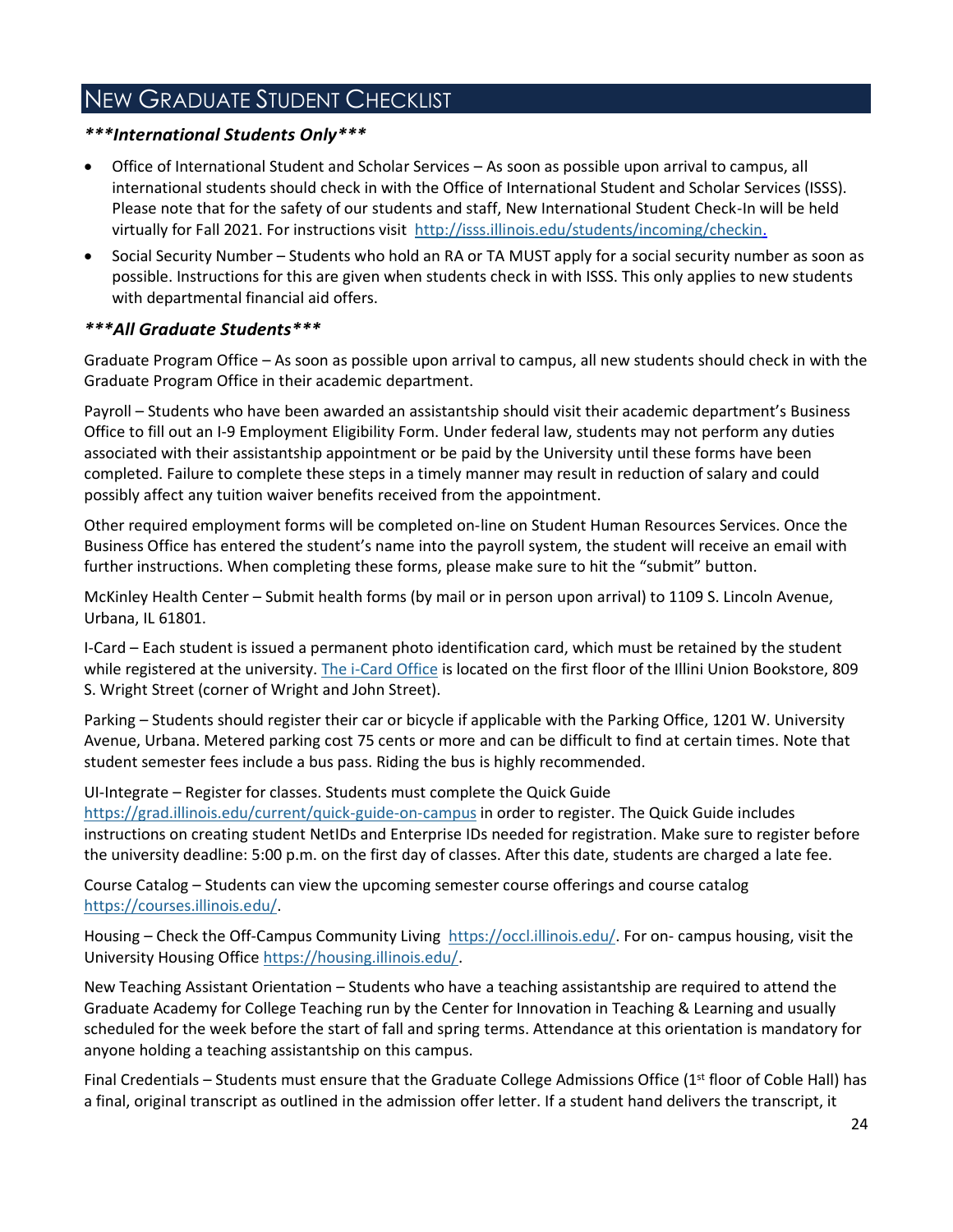# New Graduate Student Checklist

***\*\*\*International Students Only\*\*\****

- Office of International Student and Scholar Services – As soon as possible upon arrival to campus, all international students should check in with the Office of International Student and Scholar Services (ISSS). Please note that for the safety of our students and staff, New International Student Check-In will be held virtually for Fall 2021. For instructions visit [http://isss.illinois.edu/students/incoming/checkin.](http://isss.illinois.edu/students/incoming/checkin)
- Social Security Number – Students who hold an RA or TA MUST apply for a social security number as soon as possible. Instructions for this are given when students check in with ISSS. This only applies to new students with departmental financial aid offers.

***\*\*\*All Graduate Students\*\*\****

Graduate Program Office – As soon as possible upon arrival to campus, all new students should check in with the Graduate Program Office in their academic department.

Payroll – Students who have been awarded an assistantship should visit their academic department's Business Office to fill out an I-9 Employment Eligibility Form. Under federal law, students may not perform any duties associated with their assistantship appointment or be paid by the University until these forms have been completed. Failure to complete these steps in a timely manner may result in reduction of salary and could possibly affect any tuition waiver benefits received from the appointment.

Other required employment forms will be completed on-line on Student Human Resources Services. Once the Business Office has entered the student's name into the payroll system, the student will receive an email with further instructions. When completing these forms, please make sure to hit the "submit" button.

McKinley Health Center – Submit health forms (by mail or in person upon arrival) to 1109 S. Lincoln Avenue, Urbana, IL 61801.

I-Card – Each student is issued a permanent photo identification card, which must be retained by the student while registered at the university. The i-Card Office is located on the first floor of the Illini Union Bookstore, 809 S. Wright Street (corner of Wright and John Street).

Parking – Students should register their car or bicycle if applicable with the Parking Office, 1201 W. University Avenue, Urbana. Metered parking cost 75 cents or more and can be difficult to find at certain times. Note that student semester fees include a bus pass. Riding the bus is highly recommended.

UI-Integrate – Register for classes. Students must complete the Quick Guide https://grad.illinois.edu/current/quick-guide-on-campus in order to register. The Quick Guide includes instructions on creating student NetIDs and Enterprise IDs needed for registration. Make sure to register before the university deadline: 5:00 p.m. on the first day of classes. After this date, students are charged a late fee.

Course Catalog – Students can view the upcoming semester course offerings and course catalog https://courses.illinois.edu/.

Housing – Check the Off-Campus Community Living https://occl.illinois.edu/. For on- campus housing, visit the University Housing Office https://housing.illinois.edu/.

New Teaching Assistant Orientation – Students who have a teaching assistantship are required to attend the Graduate Academy for College Teaching run by the Center for Innovation in Teaching & Learning and usually scheduled for the week before the start of fall and spring terms. Attendance at this orientation is mandatory for anyone holding a teaching assistantship on this campus.

Final Credentials – Students must ensure that the Graduate College Admissions Office (1st floor of Coble Hall) has a final, original transcript as outlined in the admission offer letter. If a student hand delivers the transcript, it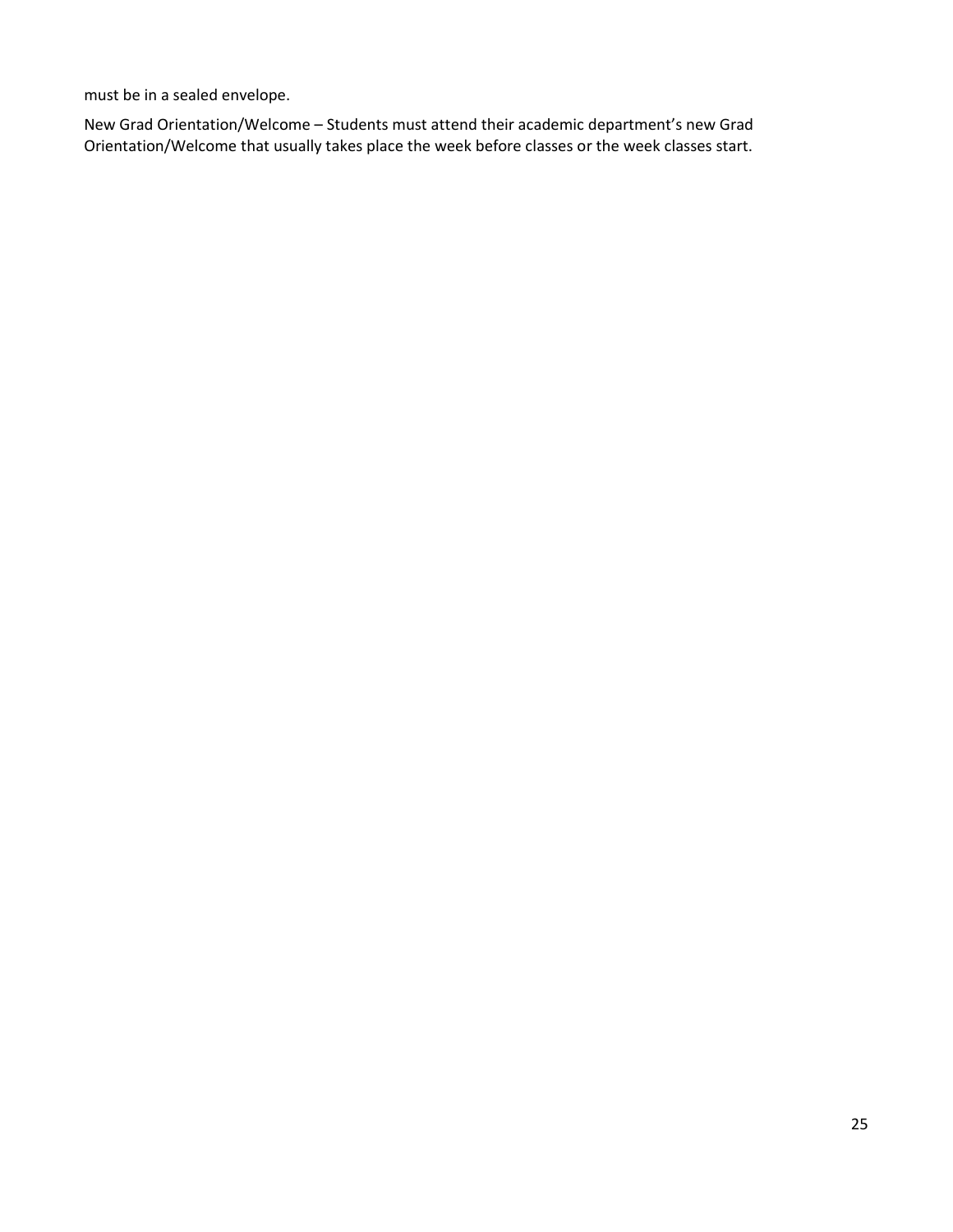must be in a sealed envelope.

New Grad Orientation/Welcome – Students must attend their academic department's new Grad Orientation/Welcome that usually takes place the week before classes or the week classes start.